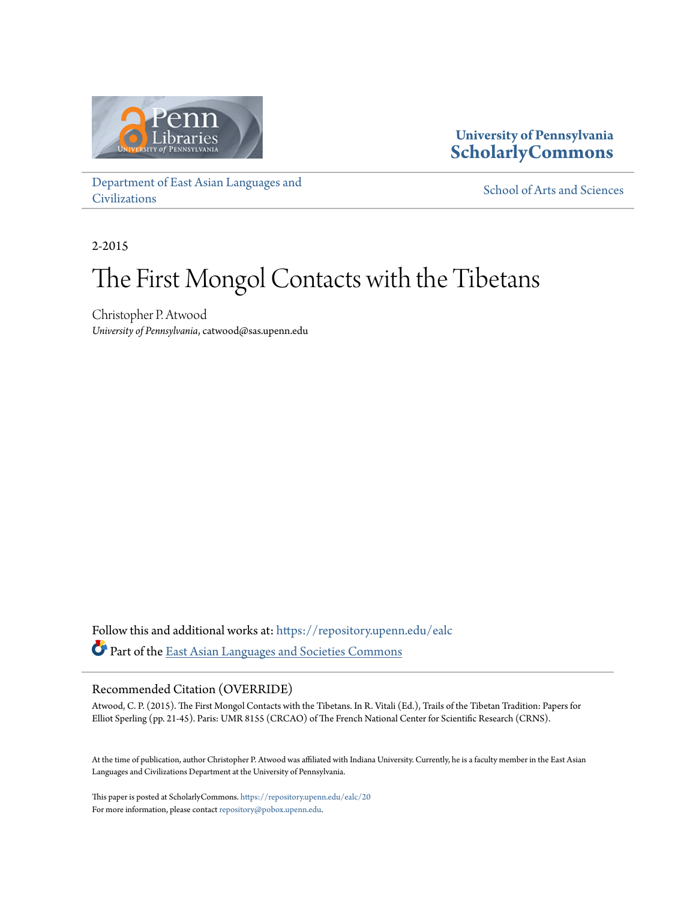University of Pennsylvania
**ScholarlyCommons**

Department of East Asian Languages and Civilizations

School of Arts and Sciences

2-2015

# The First Mongol Contacts with the Tibetans

Christopher P. Atwood
*University of Pennsylvania*, catwood@sas.upenn.edu

Follow this and additional works at: https://repository.upenn.edu/ealc

Part of the East Asian Languages and Societies Commons

## Recommended Citation (OVERRIDE)

Atwood, C. P. (2015). The First Mongol Contacts with the Tibetans. In R. Vitali (Ed.), Trails of the Tibetan Tradition: Papers for Elliot Sperling (pp. 21-45). Paris: UMR 8155 (CRCAO) of The French National Center for Scientific Research (CRNS).

At the time of publication, author Christopher P. Atwood was affiliated with Indiana University. Currently, he is a faculty member in the East Asian Languages and Civilizations Department at the University of Pennsylvania.

This paper is posted at ScholarlyCommons. https://repository.upenn.edu/ealc/20
For more information, please contact repository@pobox.upenn.edu.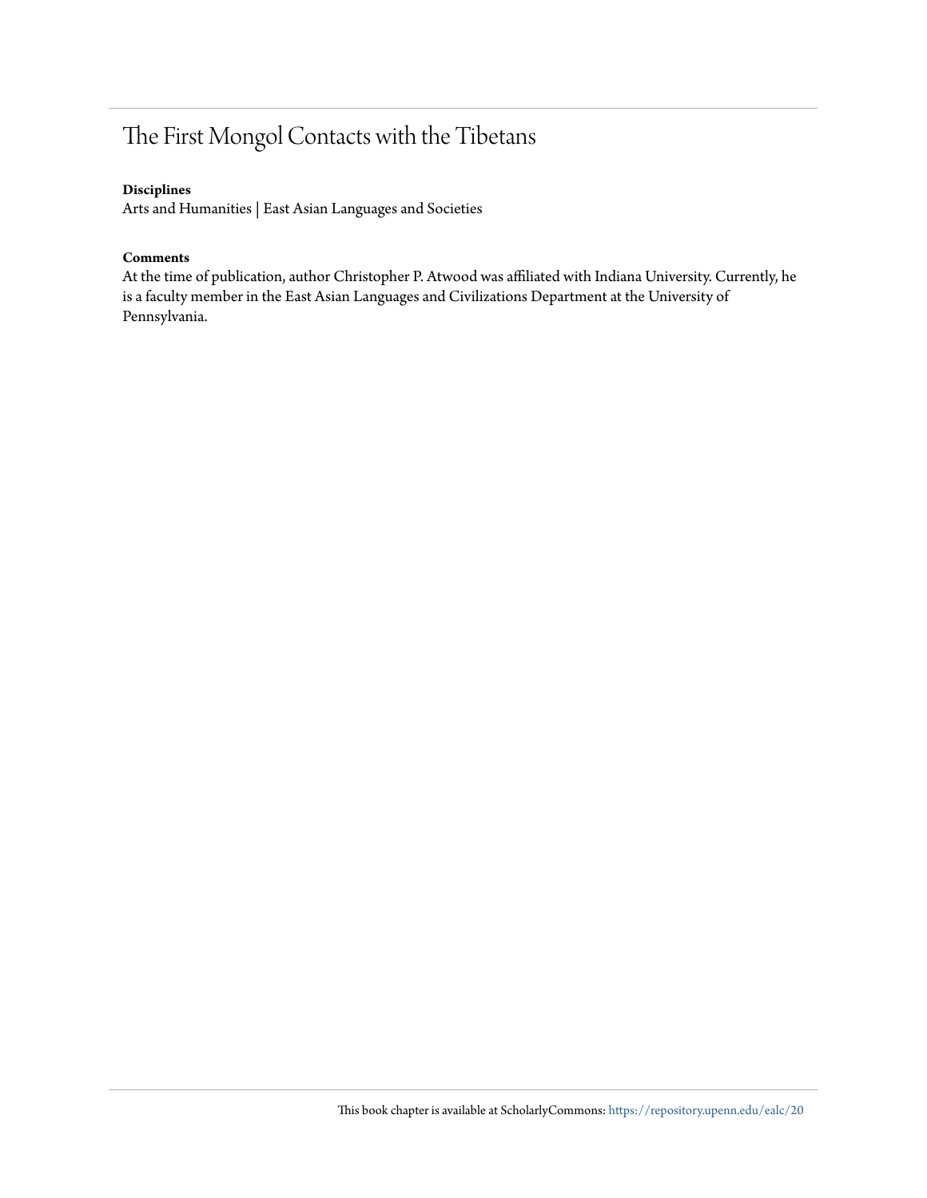# The First Mongol Contacts with the Tibetans

**Disciplines**

Arts and Humanities | East Asian Languages and Societies

**Comments**

At the time of publication, author Christopher P. Atwood was affiliated with Indiana University. Currently, he is a faculty member in the East Asian Languages and Civilizations Department at the University of Pennsylvania.

This book chapter is available at ScholarlyCommons: https://repository.upenn.edu/ealc/20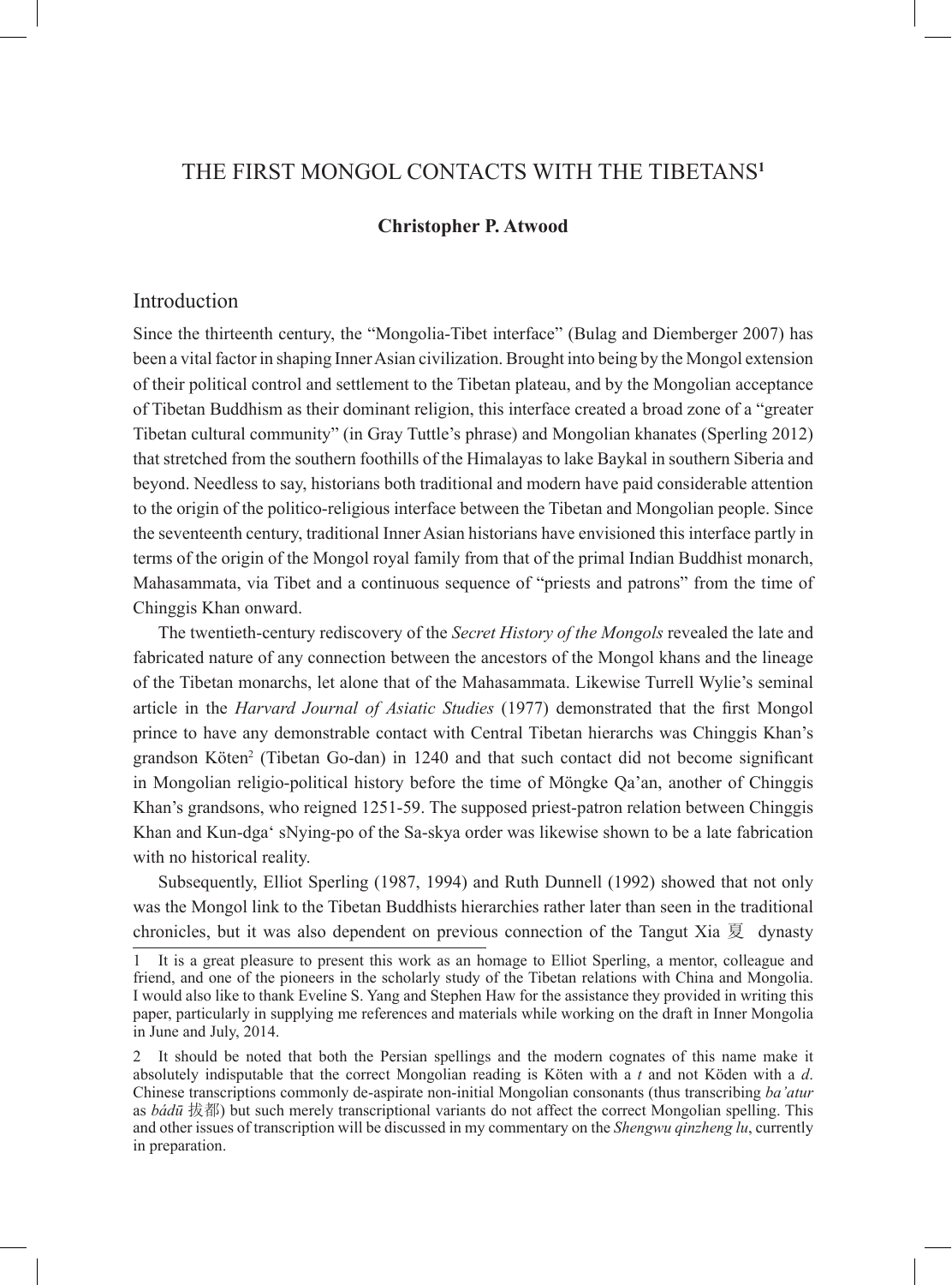# THE FIRST MONGOL CONTACTS WITH THE TIBETANS[1]

**Christopher P. Atwood**

## Introduction

Since the thirteenth century, the "Mongolia-Tibet interface" (Bulag and Diemberger 2007) has been a vital factor in shaping Inner Asian civilization. Brought into being by the Mongol extension of their political control and settlement to the Tibetan plateau, and by the Mongolian acceptance of Tibetan Buddhism as their dominant religion, this interface created a broad zone of a "greater Tibetan cultural community" (in Gray Tuttle's phrase) and Mongolian khanates (Sperling 2012) that stretched from the southern foothills of the Himalayas to lake Baykal in southern Siberia and beyond. Needless to say, historians both traditional and modern have paid considerable attention to the origin of the politico-religious interface between the Tibetan and Mongolian people. Since the seventeenth century, traditional Inner Asian historians have envisioned this interface partly in terms of the origin of the Mongol royal family from that of the primal Indian Buddhist monarch, Mahasammata, via Tibet and a continuous sequence of "priests and patrons" from the time of Chinggis Khan onward.

The twentieth-century rediscovery of the *Secret History of the Mongols* revealed the late and fabricated nature of any connection between the ancestors of the Mongol khans and the lineage of the Tibetan monarchs, let alone that of the Mahasammata. Likewise Turrell Wylie's seminal article in the *Harvard Journal of Asiatic Studies* (1977) demonstrated that the first Mongol prince to have any demonstrable contact with Central Tibetan hierarchs was Chinggis Khan's grandson Köten[2] (Tibetan Go-dan) in 1240 and that such contact did not become significant in Mongolian religio-political history before the time of Möngke Qa'an, another of Chinggis Khan's grandsons, who reigned 1251-59. The supposed priest-patron relation between Chinggis Khan and Kun-dga' sNying-po of the Sa-skya order was likewise shown to be a late fabrication with no historical reality.

Subsequently, Elliot Sperling (1987, 1994) and Ruth Dunnell (1992) showed that not only was the Mongol link to the Tibetan Buddhists hierarchies rather later than seen in the traditional chronicles, but it was also dependent on previous connection of the Tangut Xia 夏 dynasty

---

1 It is a great pleasure to present this work as an homage to Elliot Sperling, a mentor, colleague and friend, and one of the pioneers in the scholarly study of the Tibetan relations with China and Mongolia. I would also like to thank Eveline S. Yang and Stephen Haw for the assistance they provided in writing this paper, particularly in supplying me references and materials while working on the draft in Inner Mongolia in June and July, 2014.

2 It should be noted that both the Persian spellings and the modern cognates of this name make it absolutely indisputable that the correct Mongolian reading is Köten with a *t* and not Köden with a *d*. Chinese transcriptions commonly de-aspirate non-initial Mongolian consonants (thus transcribing *ba'atur* as *bádū* 拔都) but such merely transcriptional variants do not affect the correct Mongolian spelling. This and other issues of transcription will be discussed in my commentary on the *Shengwu qinzheng lu*, currently in preparation.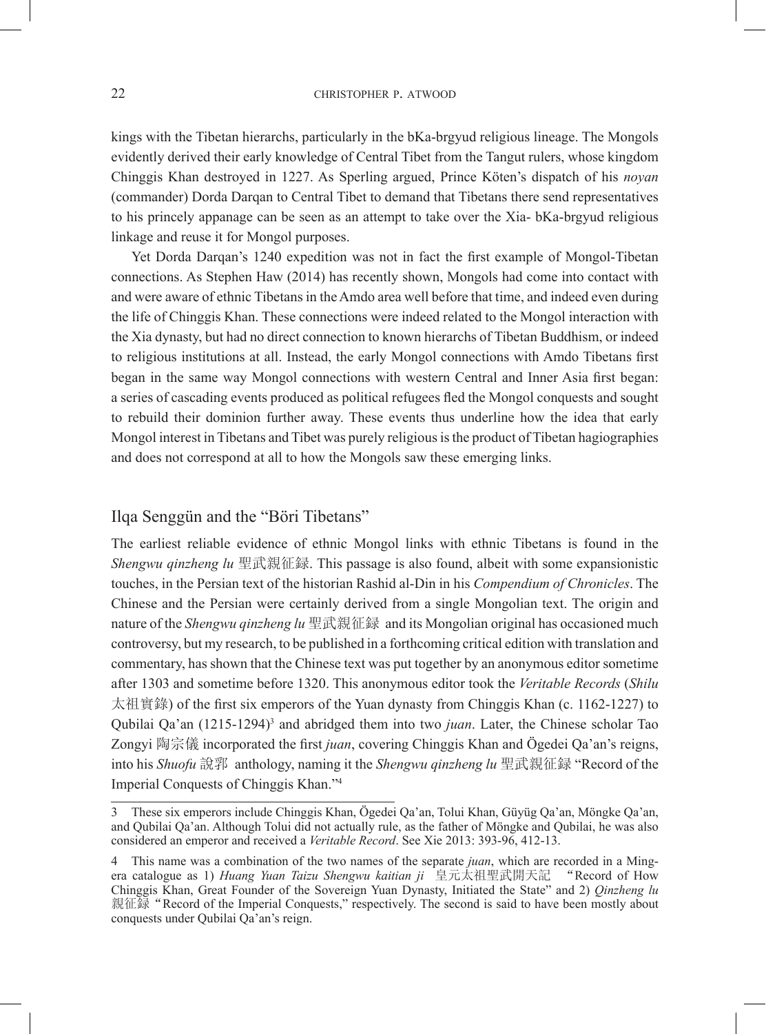kings with the Tibetan hierarchs, particularly in the bKa-brgyud religious lineage. The Mongols evidently derived their early knowledge of Central Tibet from the Tangut rulers, whose kingdom Chinggis Khan destroyed in 1227. As Sperling argued, Prince Köten's dispatch of his *noyan* (commander) Dorda Darqan to Central Tibet to demand that Tibetans there send representatives to his princely appanage can be seen as an attempt to take over the Xia- bKa-brgyud religious linkage and reuse it for Mongol purposes.

Yet Dorda Darqan's 1240 expedition was not in fact the first example of Mongol-Tibetan connections. As Stephen Haw (2014) has recently shown, Mongols had come into contact with and were aware of ethnic Tibetans in the Amdo area well before that time, and indeed even during the life of Chinggis Khan. These connections were indeed related to the Mongol interaction with the Xia dynasty, but had no direct connection to known hierarchs of Tibetan Buddhism, or indeed to religious institutions at all. Instead, the early Mongol connections with Amdo Tibetans first began in the same way Mongol connections with western Central and Inner Asia first began: a series of cascading events produced as political refugees fled the Mongol conquests and sought to rebuild their dominion further away. These events thus underline how the idea that early Mongol interest in Tibetans and Tibet was purely religious is the product of Tibetan hagiographies and does not correspond at all to how the Mongols saw these emerging links.

## Ilqa Senggün and the "Böri Tibetans"

The earliest reliable evidence of ethnic Mongol links with ethnic Tibetans is found in the *Shengwu qinzheng lu* 聖武親征録. This passage is also found, albeit with some expansionistic touches, in the Persian text of the historian Rashid al-Din in his *Compendium of Chronicles*. The Chinese and the Persian were certainly derived from a single Mongolian text. The origin and nature of the *Shengwu qinzheng lu* 聖武親征録 and its Mongolian original has occasioned much controversy, but my research, to be published in a forthcoming critical edition with translation and commentary, has shown that the Chinese text was put together by an anonymous editor sometime after 1303 and sometime before 1320. This anonymous editor took the *Veritable Records* (*Shilu* 太祖實錄) of the first six emperors of the Yuan dynasty from Chinggis Khan (c. 1162-1227) to Qubilai Qa'an (1215-1294)[3] and abridged them into two *juan*. Later, the Chinese scholar Tao Zongyi 陶宗儀 incorporated the first *juan*, covering Chinggis Khan and Ögedei Qa'an's reigns, into his *Shuofu* 說郛 anthology, naming it the *Shengwu qinzheng lu* 聖武親征録 "Record of the Imperial Conquests of Chinggis Khan."[4]

---

3 These six emperors include Chinggis Khan, Ögedei Qa'an, Tolui Khan, Güyüg Qa'an, Möngke Qa'an, and Qubilai Qa'an. Although Tolui did not actually rule, as the father of Möngke and Qubilai, he was also considered an emperor and received a *Veritable Record*. See Xie 2013: 393-96, 412-13.

4 This name was a combination of the two names of the separate *juan*, which are recorded in a Ming-era catalogue as 1) *Huang Yuan Taizu Shengwu kaitian ji* 皇元太祖聖武開天記 "Record of How Chinggis Khan, Great Founder of the Sovereign Yuan Dynasty, Initiated the State" and 2) *Qinzheng lu* 親征録 "Record of the Imperial Conquests," respectively. The second is said to have been mostly about conquests under Qubilai Qa'an's reign.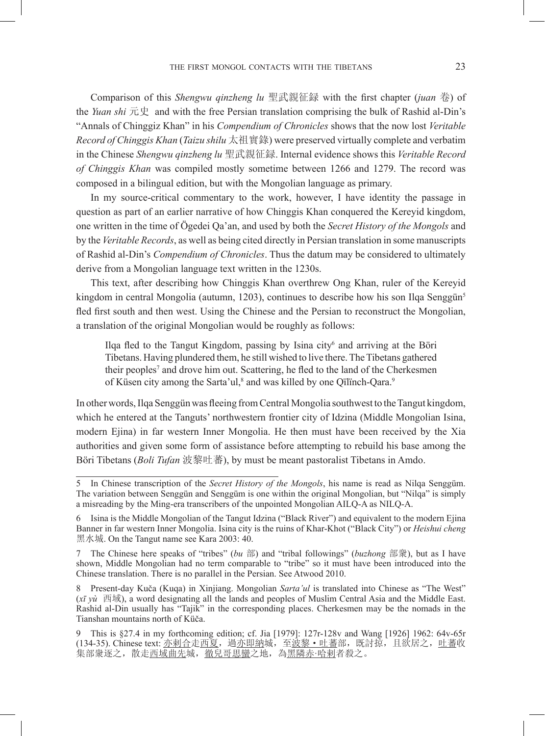Comparison of this *Shengwu qinzheng lu* 聖武親征録 with the first chapter (*juan* 卷) of the *Yuan shi* 元史 and with the free Persian translation comprising the bulk of Rashid al-Din's "Annals of Chinggiz Khan" in his *Compendium of Chronicles* shows that the now lost *Veritable Record of Chinggis Khan* (*Taizu shilu* 太祖實錄) were preserved virtually complete and verbatim in the Chinese *Shengwu qinzheng lu* 聖武親征録. Internal evidence shows this *Veritable Record of Chinggis Khan* was compiled mostly sometime between 1266 and 1279. The record was composed in a bilingual edition, but with the Mongolian language as primary.

In my source-critical commentary to the work, however, I have identity the passage in question as part of an earlier narrative of how Chinggis Khan conquered the Kereyid kingdom, one written in the time of Ögedei Qa'an, and used by both the *Secret History of the Mongols* and by the *Veritable Records*, as well as being cited directly in Persian translation in some manuscripts of Rashid al-Din's *Compendium of Chronicles*. Thus the datum may be considered to ultimately derive from a Mongolian language text written in the 1230s.

This text, after describing how Chinggis Khan overthrew Ong Khan, ruler of the Kereyid kingdom in central Mongolia (autumn, 1203), continues to describe how his son Ilqa Senggün[5] fled first south and then west. Using the Chinese and the Persian to reconstruct the Mongolian, a translation of the original Mongolian would be roughly as follows:

> Ilqa fled to the Tangut Kingdom, passing by Isina city[6] and arriving at the Böri Tibetans. Having plundered them, he still wished to live there. The Tibetans gathered their peoples[7] and drove him out. Scattering, he fled to the land of the Cherkesmen of Küsen city among the Sarta'ul,[8] and was killed by one Qïlïnch-Qara.[9]

In other words, Ilqa Senggün was fleeing from Central Mongolia southwest to the Tangut kingdom, which he entered at the Tanguts' northwestern frontier city of Idzina (Middle Mongolian Isina, modern Ejina) in far western Inner Mongolia. He then must have been received by the Xia authorities and given some form of assistance before attempting to rebuild his base among the Böri Tibetans (*Boli Tufan* 波黎吐蕃), by must be meant pastoralist Tibetans in Amdo.

---

5 In Chinese transcription of the *Secret History of the Mongols*, his name is read as Nilqa Senggüm. The variation between Senggün and Senggüm is one within the original Mongolian, but "Nilqa" is simply a misreading by the Ming-era transcribers of the unpointed Mongolian AILQ-A as NILQ-A.

6 Isina is the Middle Mongolian of the Tangut Idzina ("Black River") and equivalent to the modern Ejina Banner in far western Inner Mongolia. Isina city is the ruins of Khar-Khot ("Black City") or *Heishui cheng* 黑水城. On the Tangut name see Kara 2003: 40.

7 The Chinese here speaks of "tribes" (*bu* 部) and "tribal followings" (*buzhong* 部衆), but as I have shown, Middle Mongolian had no term comparable to "tribe" so it must have been introduced into the Chinese translation. There is no parallel in the Persian. See Atwood 2010.

8 Present-day Kuča (Kuqa) in Xinjiang. Mongolian *Sarta'ul* is translated into Chinese as "The West" (*xī yù* 西域), a word designating all the lands and peoples of Muslim Central Asia and the Middle East. Rashid al-Din usually has "Tajik" in the corresponding places. Cherkesmen may be the nomads in the Tianshan mountains north of Küča.

9 This is §27.4 in my forthcoming edition; cf. Jia [1979]: 127r-128v and Wang [1926] 1962: 64v-65r (134-35). Chinese text: 亦剌合走西夏，過亦即納城，至波黎・吐蕃部，既討掠，且欲居之，吐蕃收集部衆逐之，散走西域曲先城，徹兒哥思蠻之地，為黑隣赤·哈剌者殺之。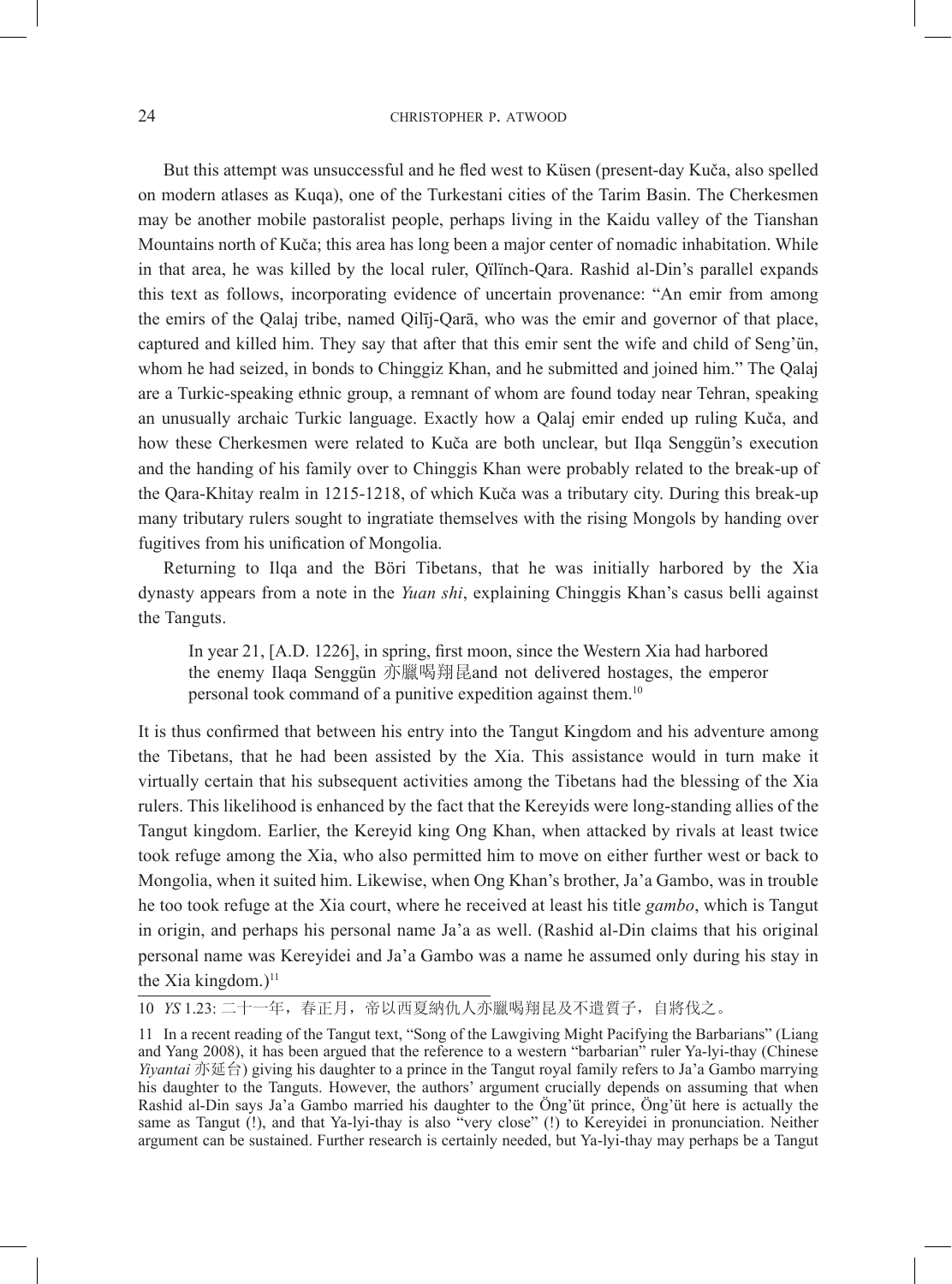But this attempt was unsuccessful and he fled west to Küsen (present-day Kuča, also spelled on modern atlases as Kuqa), one of the Turkestani cities of the Tarim Basin. The Cherkesmen may be another mobile pastoralist people, perhaps living in the Kaidu valley of the Tianshan Mountains north of Kuča; this area has long been a major center of nomadic inhabitation. While in that area, he was killed by the local ruler, Qïlïnch-Qara. Rashid al-Din's parallel expands this text as follows, incorporating evidence of uncertain provenance: "An emir from among the emirs of the Qalaj tribe, named Qilīj-Qarā, who was the emir and governor of that place, captured and killed him. They say that after that this emir sent the wife and child of Seng'ün, whom he had seized, in bonds to Chinggiz Khan, and he submitted and joined him." The Qalaj are a Turkic-speaking ethnic group, a remnant of whom are found today near Tehran, speaking an unusually archaic Turkic language. Exactly how a Qalaj emir ended up ruling Kuča, and how these Cherkesmen were related to Kuča are both unclear, but Ilqa Senggün's execution and the handing of his family over to Chinggis Khan were probably related to the break-up of the Qara-Khitay realm in 1215-1218, of which Kuča was a tributary city. During this break-up many tributary rulers sought to ingratiate themselves with the rising Mongols by handing over fugitives from his unification of Mongolia.

Returning to Ilqa and the Böri Tibetans, that he was initially harbored by the Xia dynasty appears from a note in the *Yuan shi*, explaining Chinggis Khan's casus belli against the Tanguts.

> In year 21, [A.D. 1226], in spring, first moon, since the Western Xia had harbored the enemy Ilaqa Senggün 亦臘喝翔昆and not delivered hostages, the emperor personal took command of a punitive expedition against them.[10]

It is thus confirmed that between his entry into the Tangut Kingdom and his adventure among the Tibetans, that he had been assisted by the Xia. This assistance would in turn make it virtually certain that his subsequent activities among the Tibetans had the blessing of the Xia rulers. This likelihood is enhanced by the fact that the Kereyids were long-standing allies of the Tangut kingdom. Earlier, the Kereyid king Ong Khan, when attacked by rivals at least twice took refuge among the Xia, who also permitted him to move on either further west or back to Mongolia, when it suited him. Likewise, when Ong Khan's brother, Ja'a Gambo, was in trouble he too took refuge at the Xia court, where he received at least his title *gambo*, which is Tangut in origin, and perhaps his personal name Ja'a as well. (Rashid al-Din claims that his original personal name was Kereyidei and Ja'a Gambo was a name he assumed only during his stay in the Xia kingdom.)[11]

---

10 *YS* 1.23: 二十一年，春正月，帝以西夏納仇人亦臘喝翔昆及不遣質子，自將伐之。

11 In a recent reading of the Tangut text, "Song of the Lawgiving Might Pacifying the Barbarians" (Liang and Yang 2008), it has been argued that the reference to a western "barbarian" ruler Ya-lyi-thay (Chinese *Yiyantai* 亦延台) giving his daughter to a prince in the Tangut royal family refers to Ja'a Gambo marrying his daughter to the Tanguts. However, the authors' argument crucially depends on assuming that when Rashid al-Din says Ja'a Gambo married his daughter to the Öng'üt prince, Öng'üt here is actually the same as Tangut (!), and that Ya-lyi-thay is also "very close" (!) to Kereyidei in pronunciation. Neither argument can be sustained. Further research is certainly needed, but Ya-lyi-thay may perhaps be a Tangut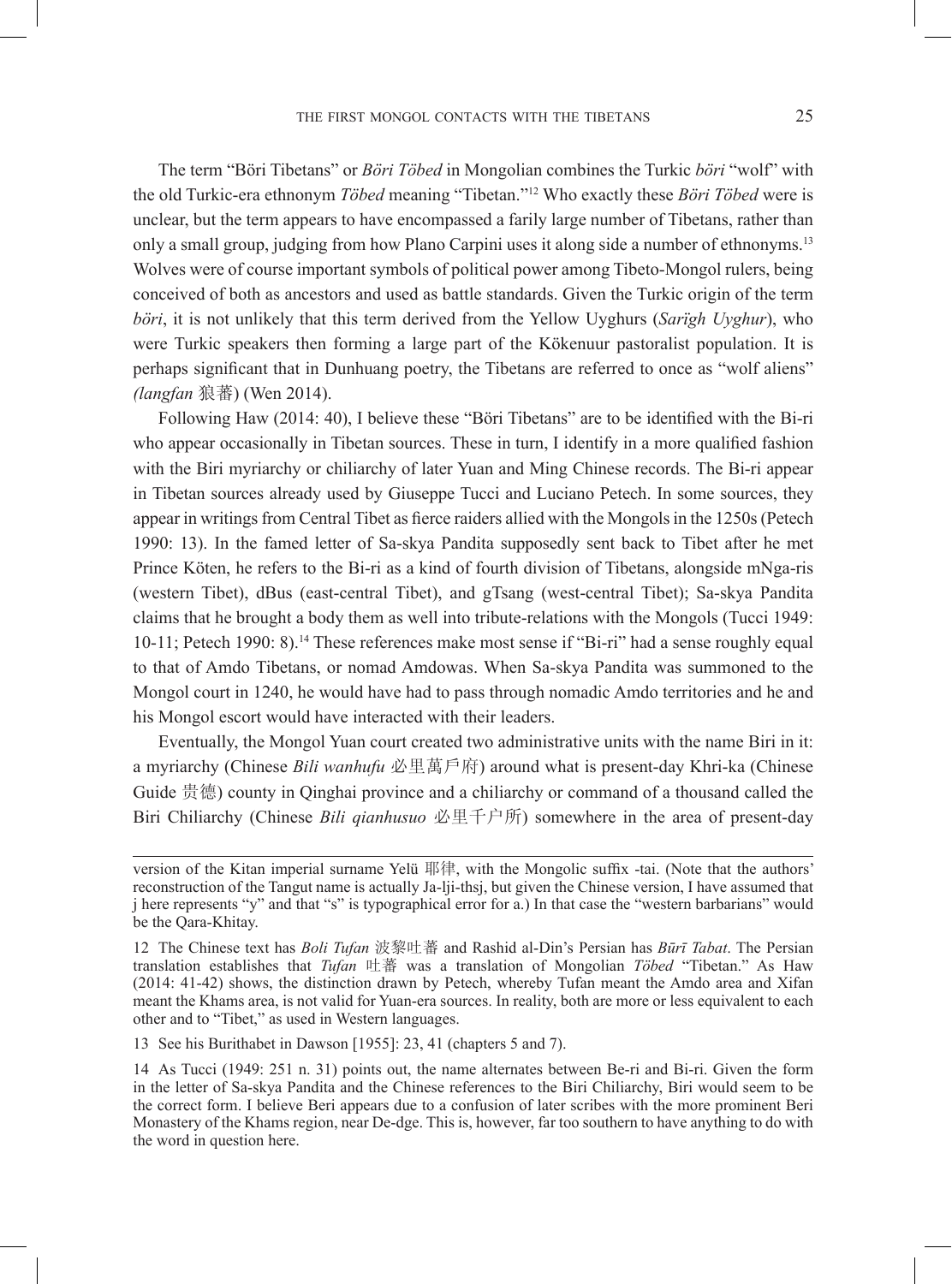The term "Böri Tibetans" or *Böri Töbed* in Mongolian combines the Turkic *böri* "wolf" with the old Turkic-era ethnonym *Töbed* meaning "Tibetan."[12] Who exactly these *Böri Töbed* were is unclear, but the term appears to have encompassed a farily large number of Tibetans, rather than only a small group, judging from how Plano Carpini uses it along side a number of ethnonyms.[13] Wolves were of course important symbols of political power among Tibeto-Mongol rulers, being conceived of both as ancestors and used as battle standards. Given the Turkic origin of the term *böri*, it is not unlikely that this term derived from the Yellow Uyghurs (*Sarïgh Uyghur*), who were Turkic speakers then forming a large part of the Kökenuur pastoralist population. It is perhaps significant that in Dunhuang poetry, the Tibetans are referred to once as "wolf aliens" *(langfan* 狼蕃) (Wen 2014).

Following Haw (2014: 40), I believe these "Böri Tibetans" are to be identified with the Bi-ri who appear occasionally in Tibetan sources. These in turn, I identify in a more qualified fashion with the Biri myriarchy or chiliarchy of later Yuan and Ming Chinese records. The Bi-ri appear in Tibetan sources already used by Giuseppe Tucci and Luciano Petech. In some sources, they appear in writings from Central Tibet as fierce raiders allied with the Mongols in the 1250s (Petech 1990: 13). In the famed letter of Sa-skya Pandita supposedly sent back to Tibet after he met Prince Köten, he refers to the Bi-ri as a kind of fourth division of Tibetans, alongside mNga-ris (western Tibet), dBus (east-central Tibet), and gTsang (west-central Tibet); Sa-skya Pandita claims that he brought a body them as well into tribute-relations with the Mongols (Tucci 1949: 10-11; Petech 1990: 8).[14] These references make most sense if "Bi-ri" had a sense roughly equal to that of Amdo Tibetans, or nomad Amdowas. When Sa-skya Pandita was summoned to the Mongol court in 1240, he would have had to pass through nomadic Amdo territories and he and his Mongol escort would have interacted with their leaders.

Eventually, the Mongol Yuan court created two administrative units with the name Biri in it: a myriarchy (Chinese *Bili wanhufu* 必里萬戶府) around what is present-day Khri-ka (Chinese Guide 贵德) county in Qinghai province and a chiliarchy or command of a thousand called the Biri Chiliarchy (Chinese *Bili qianhusuo* 必里千户所) somewhere in the area of present-day

---

version of the Kitan imperial surname Yelü 耶律, with the Mongolic suffix -tai. (Note that the authors' reconstruction of the Tangut name is actually Ja-lji-thsj, but given the Chinese version, I have assumed that j here represents "y" and that "s" is typographical error for a.) In that case the "western barbarians" would be the Qara-Khitay.

12 The Chinese text has *Boli Tufan* 波黎吐蕃 and Rashid al-Din's Persian has *Būrī Tabat*. The Persian translation establishes that *Tufan* 吐蕃 was a translation of Mongolian *Töbed* "Tibetan." As Haw (2014: 41-42) shows, the distinction drawn by Petech, whereby Tufan meant the Amdo area and Xifan meant the Khams area, is not valid for Yuan-era sources. In reality, both are more or less equivalent to each other and to "Tibet," as used in Western languages.

13 See his Burithabet in Dawson [1955]: 23, 41 (chapters 5 and 7).

14 As Tucci (1949: 251 n. 31) points out, the name alternates between Be-ri and Bi-ri. Given the form in the letter of Sa-skya Pandita and the Chinese references to the Biri Chiliarchy, Biri would seem to be the correct form. I believe Beri appears due to a confusion of later scribes with the more prominent Beri Monastery of the Khams region, near De-dge. This is, however, far too southern to have anything to do with the word in question here.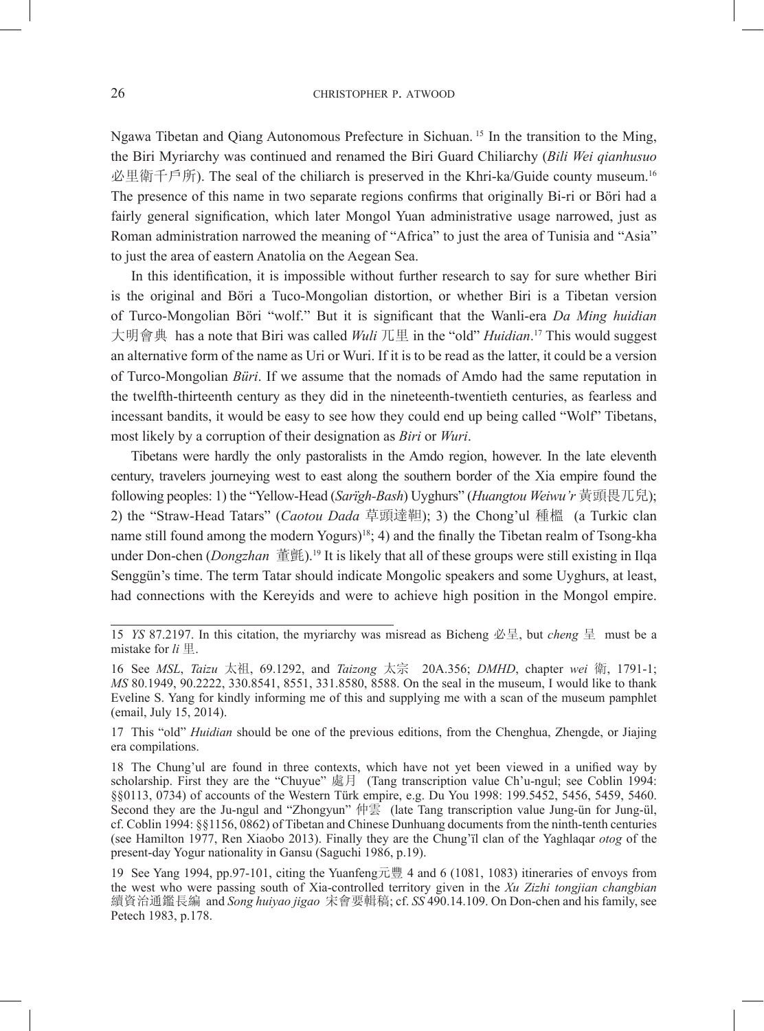Ngawa Tibetan and Qiang Autonomous Prefecture in Sichuan. [15] In the transition to the Ming, the Biri Myriarchy was continued and renamed the Biri Guard Chiliarchy (*Bili Wei qianhusuo* 必里衛千戶所). The seal of the chiliarch is preserved in the Khri-ka/Guide county museum.[16] The presence of this name in two separate regions confirms that originally Bi-ri or Böri had a fairly general signification, which later Mongol Yuan administrative usage narrowed, just as Roman administration narrowed the meaning of "Africa" to just the area of Tunisia and "Asia" to just the area of eastern Anatolia on the Aegean Sea.

In this identification, it is impossible without further research to say for sure whether Biri is the original and Böri a Tuco-Mongolian distortion, or whether Biri is a Tibetan version of Turco-Mongolian Böri "wolf." But it is significant that the Wanli-era *Da Ming huidian* 大明會典 has a note that Biri was called *Wuli* 兀里 in the "old" *Huidian*.[17] This would suggest an alternative form of the name as Uri or Wuri. If it is to be read as the latter, it could be a version of Turco-Mongolian *Büri*. If we assume that the nomads of Amdo had the same reputation in the twelfth-thirteenth century as they did in the nineteenth-twentieth centuries, as fearless and incessant bandits, it would be easy to see how they could end up being called "Wolf" Tibetans, most likely by a corruption of their designation as *Biri* or *Wuri*.

Tibetans were hardly the only pastoralists in the Amdo region, however. In the late eleventh century, travelers journeying west to east along the southern border of the Xia empire found the following peoples: 1) the "Yellow-Head (*Sarïgh-Bash*) Uyghurs" (*Huangtou Weiwu'r* 黃頭畏兀兒); 2) the "Straw-Head Tatars" (*Caotou Dada* 草頭達靼); 3) the Chong'ul 種樞 (a Turkic clan name still found among the modern Yogurs)[18]; 4) and the finally the Tibetan realm of Tsong-kha under Don-chen (*Dongzhan* 董氈).[19] It is likely that all of these groups were still existing in Ilqa Senggün's time. The term Tatar should indicate Mongolic speakers and some Uyghurs, at least, had connections with the Kereyids and were to achieve high position in the Mongol empire.

---

15 *YS* 87.2197. In this citation, the myriarchy was misread as Bicheng 必呈, but *cheng* 呈 must be a mistake for *li* 里.

16 See *MSL*, *Taizu* 太祖, 69.1292, and *Taizong* 太宗 20A.356; *DMHD*, chapter *wei* 衛, 1791-1; *MS* 80.1949, 90.2222, 330.8541, 8551, 331.8580, 8588. On the seal in the museum, I would like to thank Eveline S. Yang for kindly informing me of this and supplying me with a scan of the museum pamphlet (email, July 15, 2014).

17 This "old" *Huidian* should be one of the previous editions, from the Chenghua, Zhengde, or Jiajing era compilations.

18 The Chung'ul are found in three contexts, which have not yet been viewed in a unified way by scholarship. First they are the "Chuyue" 處月 (Tang transcription value Ch'u-ngul; see Coblin 1994: §§0113, 0734) of accounts of the Western Türk empire, e.g. Du You 1998: 199.5452, 5456, 5459, 5460. Second they are the Ju-ngul and "Zhongyun" 仲雲 (late Tang transcription value Jung-ün for Jung-ül, cf. Coblin 1994: §§1156, 0862) of Tibetan and Chinese Dunhuang documents from the ninth-tenth centuries (see Hamilton 1977, Ren Xiaobo 2013). Finally they are the Chung'ïl clan of the Yaghlaqar *otog* of the present-day Yogur nationality in Gansu (Saguchi 1986, p.19).

19 See Yang 1994, pp.97-101, citing the Yuanfeng元豐 4 and 6 (1081, 1083) itineraries of envoys from the west who were passing south of Xia-controlled territory given in the *Xu Zizhi tongjian changbian* 續資治通鑑長編 and *Song huiyao jigao* 宋會要輯稿; cf. *SS* 490.14.109. On Don-chen and his family, see Petech 1983, p.178.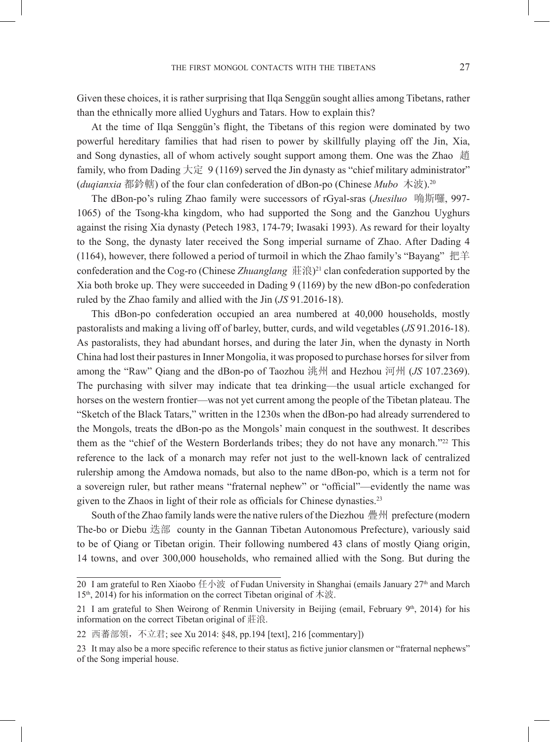Given these choices, it is rather surprising that Ilqa Senggün sought allies among Tibetans, rather than the ethnically more allied Uyghurs and Tatars. How to explain this?

At the time of Ilqa Senggün's flight, the Tibetans of this region were dominated by two powerful hereditary families that had risen to power by skillfully playing off the Jin, Xia, and Song dynasties, all of whom actively sought support among them. One was the Zhao 趙 family, who from Dading 大定 9 (1169) served the Jin dynasty as "chief military administrator" (*duqianxia* 都鈐轄) of the four clan confederation of dBon-po (Chinese *Mubo* 木波).[20]

The dBon-po's ruling Zhao family were successors of rGyal-sras (*Juesiluo* 唃斯囉, 997-1065) of the Tsong-kha kingdom, who had supported the Song and the Ganzhou Uyghurs against the rising Xia dynasty (Petech 1983, 174-79; Iwasaki 1993). As reward for their loyalty to the Song, the dynasty later received the Song imperial surname of Zhao. After Dading 4 (1164), however, there followed a period of turmoil in which the Zhao family's "Bayang" 把羊 confederation and the Cog-ro (Chinese *Zhuanglang* 莊浪)[21] clan confederation supported by the Xia both broke up. They were succeeded in Dading 9 (1169) by the new dBon-po confederation ruled by the Zhao family and allied with the Jin (*JS* 91.2016-18).

This dBon-po confederation occupied an area numbered at 40,000 households, mostly pastoralists and making a living off of barley, butter, curds, and wild vegetables (*JS* 91.2016-18). As pastoralists, they had abundant horses, and during the later Jin, when the dynasty in North China had lost their pastures in Inner Mongolia, it was proposed to purchase horses for silver from among the "Raw" Qiang and the dBon-po of Taozhou 洮州 and Hezhou 河州 (*JS* 107.2369). The purchasing with silver may indicate that tea drinking—the usual article exchanged for horses on the western frontier—was not yet current among the people of the Tibetan plateau. The "Sketch of the Black Tatars," written in the 1230s when the dBon-po had already surrendered to the Mongols, treats the dBon-po as the Mongols' main conquest in the southwest. It describes them as the "chief of the Western Borderlands tribes; they do not have any monarch."[22] This reference to the lack of a monarch may refer not just to the well-known lack of centralized rulership among the Amdowa nomads, but also to the name dBon-po, which is a term not for a sovereign ruler, but rather means "fraternal nephew" or "official"—evidently the name was given to the Zhaos in light of their role as officials for Chinese dynasties.[23]

South of the Zhao family lands were the native rulers of the Diezhou 疊州 prefecture (modern The-bo or Diebu 迭部 county in the Gannan Tibetan Autonomous Prefecture), variously said to be of Qiang or Tibetan origin. Their following numbered 43 clans of mostly Qiang origin, 14 towns, and over 300,000 households, who remained allied with the Song. But during the

---

20 I am grateful to Ren Xiaobo 任小波 of Fudan University in Shanghai (emails January 27th and March 15th, 2014) for his information on the correct Tibetan original of 木波.

21 I am grateful to Shen Weirong of Renmin University in Beijing (email, February 9th, 2014) for his information on the correct Tibetan original of 莊浪.

22 西蕃部領，不立君; see Xu 2014: §48, pp.194 [text], 216 [commentary])

23 It may also be a more specific reference to their status as fictive junior clansmen or "fraternal nephews" of the Song imperial house.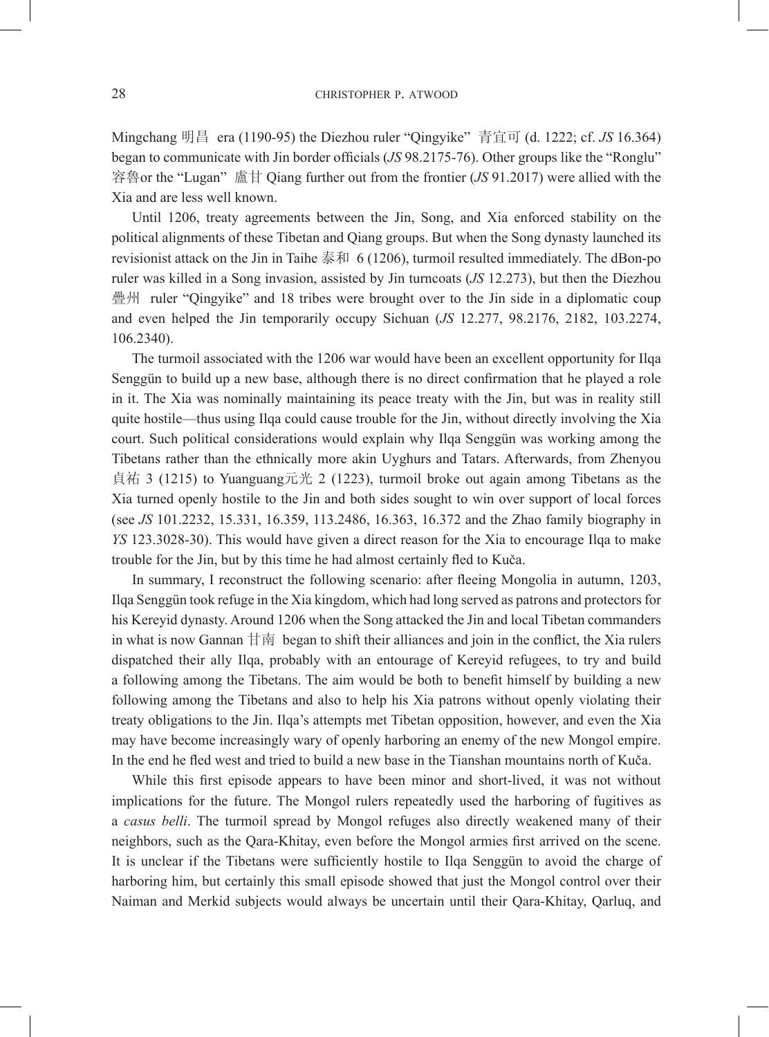Mingchang 明昌 era (1190-95) the Diezhou ruler "Qingyike" 青宜可 (d. 1222; cf. *JS* 16.364) began to communicate with Jin border officials (*JS* 98.2175-76). Other groups like the "Ronglu" 容魯or the "Lugan" 盧甘 Qiang further out from the frontier (*JS* 91.2017) were allied with the Xia and are less well known.

Until 1206, treaty agreements between the Jin, Song, and Xia enforced stability on the political alignments of these Tibetan and Qiang groups. But when the Song dynasty launched its revisionist attack on the Jin in Taihe 泰和 6 (1206), turmoil resulted immediately. The dBon-po ruler was killed in a Song invasion, assisted by Jin turncoats (*JS* 12.273), but then the Diezhou 疊州 ruler "Qingyike" and 18 tribes were brought over to the Jin side in a diplomatic coup and even helped the Jin temporarily occupy Sichuan (*JS* 12.277, 98.2176, 2182, 103.2274, 106.2340).

The turmoil associated with the 1206 war would have been an excellent opportunity for Ilqa Senggün to build up a new base, although there is no direct confirmation that he played a role in it. The Xia was nominally maintaining its peace treaty with the Jin, but was in reality still quite hostile—thus using Ilqa could cause trouble for the Jin, without directly involving the Xia court. Such political considerations would explain why Ilqa Senggün was working among the Tibetans rather than the ethnically more akin Uyghurs and Tatars. Afterwards, from Zhenyou 貞祐 3 (1215) to Yuanguang元光 2 (1223), turmoil broke out again among Tibetans as the Xia turned openly hostile to the Jin and both sides sought to win over support of local forces (see *JS* 101.2232, 15.331, 16.359, 113.2486, 16.363, 16.372 and the Zhao family biography in *YS* 123.3028-30). This would have given a direct reason for the Xia to encourage Ilqa to make trouble for the Jin, but by this time he had almost certainly fled to Kuča.

In summary, I reconstruct the following scenario: after fleeing Mongolia in autumn, 1203, Ilqa Senggün took refuge in the Xia kingdom, which had long served as patrons and protectors for his Kereyid dynasty. Around 1206 when the Song attacked the Jin and local Tibetan commanders in what is now Gannan 甘南 began to shift their alliances and join in the conflict, the Xia rulers dispatched their ally Ilqa, probably with an entourage of Kereyid refugees, to try and build a following among the Tibetans. The aim would be both to benefit himself by building a new following among the Tibetans and also to help his Xia patrons without openly violating their treaty obligations to the Jin. Ilqa's attempts met Tibetan opposition, however, and even the Xia may have become increasingly wary of openly harboring an enemy of the new Mongol empire. In the end he fled west and tried to build a new base in the Tianshan mountains north of Kuča.

While this first episode appears to have been minor and short-lived, it was not without implications for the future. The Mongol rulers repeatedly used the harboring of fugitives as a *casus belli*. The turmoil spread by Mongol refuges also directly weakened many of their neighbors, such as the Qara-Khitay, even before the Mongol armies first arrived on the scene. It is unclear if the Tibetans were sufficiently hostile to Ilqa Senggün to avoid the charge of harboring him, but certainly this small episode showed that just the Mongol control over their Naiman and Merkid subjects would always be uncertain until their Qara-Khitay, Qarluq, and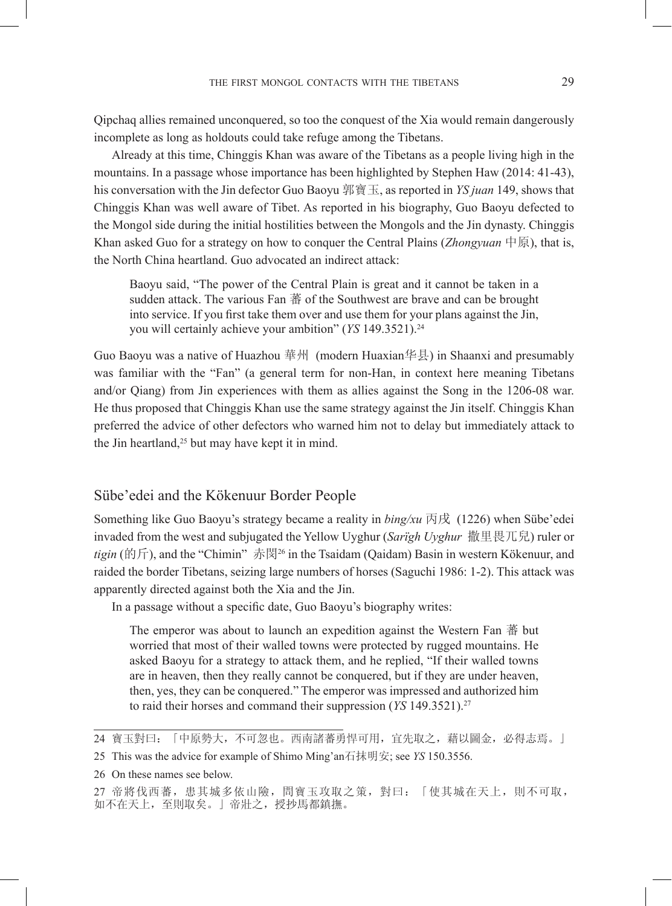Qipchaq allies remained unconquered, so too the conquest of the Xia would remain dangerously incomplete as long as holdouts could take refuge among the Tibetans.

Already at this time, Chinggis Khan was aware of the Tibetans as a people living high in the mountains. In a passage whose importance has been highlighted by Stephen Haw (2014: 41-43), his conversation with the Jin defector Guo Baoyu 郭寶玉, as reported in *YS juan* 149, shows that Chinggis Khan was well aware of Tibet. As reported in his biography, Guo Baoyu defected to the Mongol side during the initial hostilities between the Mongols and the Jin dynasty. Chinggis Khan asked Guo for a strategy on how to conquer the Central Plains (*Zhongyuan* 中原), that is, the North China heartland. Guo advocated an indirect attack:

> Baoyu said, "The power of the Central Plain is great and it cannot be taken in a sudden attack. The various Fan 蕃 of the Southwest are brave and can be brought into service. If you first take them over and use them for your plans against the Jin, you will certainly achieve your ambition" (*YS* 149.3521).[24]

Guo Baoyu was a native of Huazhou 華州 (modern Huaxian华县) in Shaanxi and presumably was familiar with the "Fan" (a general term for non-Han, in context here meaning Tibetans and/or Qiang) from Jin experiences with them as allies against the Song in the 1206-08 war. He thus proposed that Chinggis Khan use the same strategy against the Jin itself. Chinggis Khan preferred the advice of other defectors who warned him not to delay but immediately attack to the Jin heartland,[25] but may have kept it in mind.

## Sübe'edei and the Kökenuur Border People

Something like Guo Baoyu's strategy became a reality in *bing/xu* 丙戌 (1226) when Sübe'edei invaded from the west and subjugated the Yellow Uyghur (*Sarïgh Uyghur* 撒里畏兀兒) ruler or *tigin* (的斤), and the "Chimin" 赤閔[26] in the Tsaidam (Qaidam) Basin in western Kökenuur, and raided the border Tibetans, seizing large numbers of horses (Saguchi 1986: 1-2). This attack was apparently directed against both the Xia and the Jin.

In a passage without a specific date, Guo Baoyu's biography writes:

> The emperor was about to launch an expedition against the Western Fan 蕃 but worried that most of their walled towns were protected by rugged mountains. He asked Baoyu for a strategy to attack them, and he replied, "If their walled towns are in heaven, then they really cannot be conquered, but if they are under heaven, then, yes, they can be conquered." The emperor was impressed and authorized him to raid their horses and command their suppression (*YS* 149.3521).[27]

---

24 寶玉對曰：「中原勢大，不可忽也。西南諸蕃勇悍可用，宜先取之，藉以圖金，必得志焉。」

25 This was the advice for example of Shimo Ming'an石抹明安; see *YS* 150.3556.

26 On these names see below.

27 帝將伐西蕃，患其城多依山險，問寶玉攻取之策，對曰：「使其城在天上，則不可取，如不在天上，至則取矣。」帝壯之，授抄馬都鎮撫。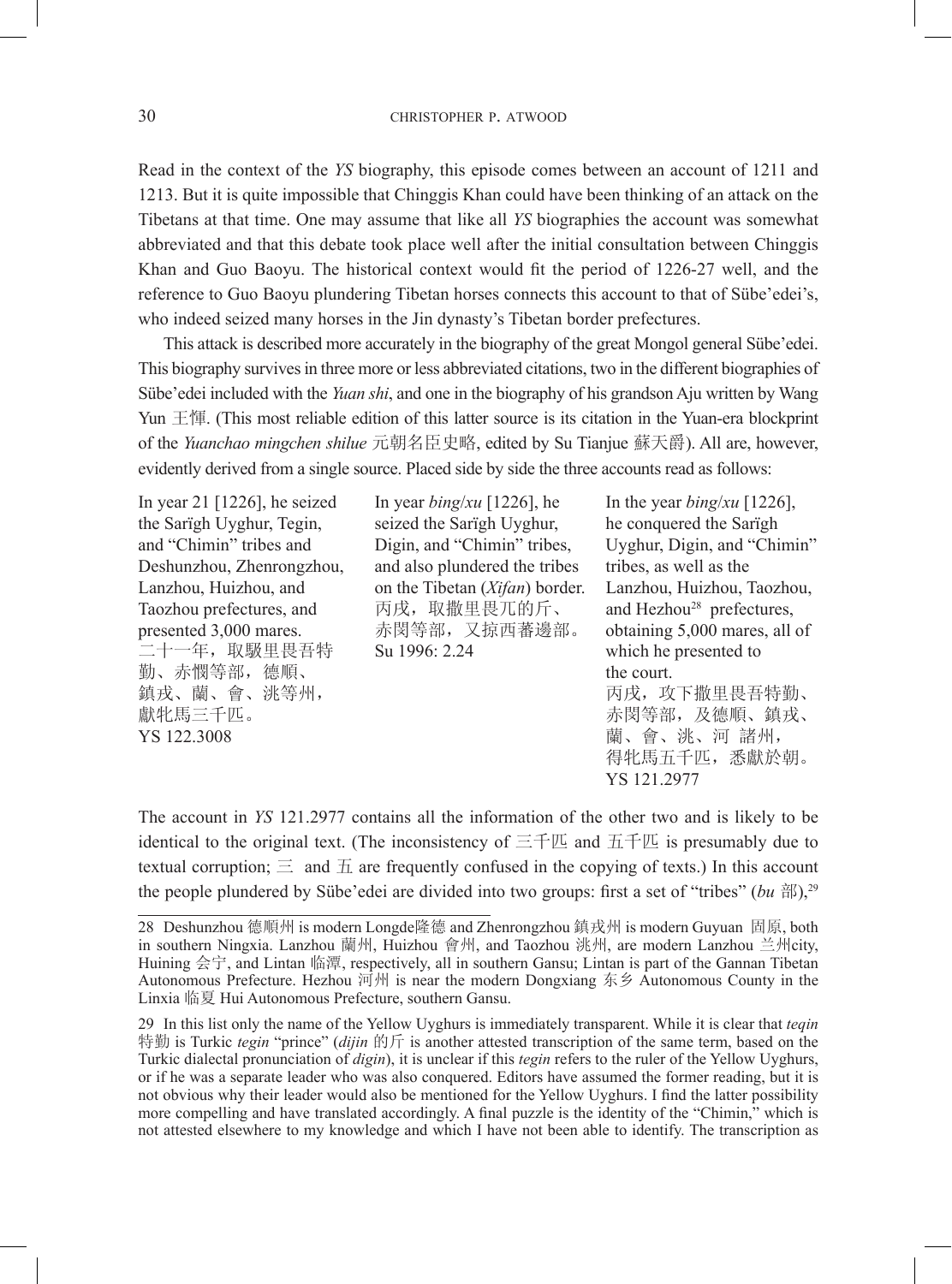Read in the context of the *YS* biography, this episode comes between an account of 1211 and 1213. But it is quite impossible that Chinggis Khan could have been thinking of an attack on the Tibetans at that time. One may assume that like all *YS* biographies the account was somewhat abbreviated and that this debate took place well after the initial consultation between Chinggis Khan and Guo Baoyu. The historical context would fit the period of 1226-27 well, and the reference to Guo Baoyu plundering Tibetan horses connects this account to that of Sübe'edei's, who indeed seized many horses in the Jin dynasty's Tibetan border prefectures.

This attack is described more accurately in the biography of the great Mongol general Sübe'edei. This biography survives in three more or less abbreviated citations, two in the different biographies of Sübe'edei included with the *Yuan shi*, and one in the biography of his grandson Aju written by Wang Yun 王惲. (This most reliable edition of this latter source is its citation in the Yuan-era blockprint of the *Yuanchao mingchen shilue* 元朝名臣史略, edited by Su Tianjue 蘇天爵). All are, however, evidently derived from a single source. Placed side by side the three accounts read as follows:

| | | |
|---|---|---|
| In year 21 [1226], he seized the Sarïgh Uyghur, Tegin, and "Chimin" tribes and Deshunzhou, Zhenrongzhou, Lanzhou, Huizhou, and Taozhou prefectures, and presented 3,000 mares. 二十一年，取駁里畏吾特勤、赤憫等部，德順、鎮戎、蘭、會、洮等州，獻牝馬三千匹。 YS 122.3008 | In year *bing*/*xu* [1226], he seized the Sarïgh Uyghur, Digin, and "Chimin" tribes, and also plundered the tribes on the Tibetan (*Xifan*) border. 丙戌，取撒里畏兀的斤、赤閔等部，又掠西蕃邊部。 Su 1996: 2.24 | In the year *bing*/*xu* [1226], he conquered the Sarïgh Uyghur, Digin, and "Chimin" tribes, as well as the Lanzhou, Huizhou, Taozhou, and Hezhou[28] prefectures, obtaining 5,000 mares, all of which he presented to the court. 丙戌，攻下撒里畏吾特勤、赤閔等部，及德順、鎮戎、蘭、會、洮、河 諸州，得牝馬五千匹，悉獻於朝。 YS 121.2977 |

The account in *YS* 121.2977 contains all the information of the other two and is likely to be identical to the original text. (The inconsistency of 三千匹 and 五千匹 is presumably due to textual corruption; 三 and 五 are frequently confused in the copying of texts.) In this account the people plundered by Sübe'edei are divided into two groups: first a set of "tribes" (*bu* 部),[29]

---

28 Deshunzhou 德順州 is modern Longde隆德 and Zhenrongzhou 鎮戎州 is modern Guyuan 固原, both in southern Ningxia. Lanzhou 蘭州, Huizhou 會州, and Taozhou 洮州, are modern Lanzhou 兰州city, Huining 会宁, and Lintan 临潭, respectively, all in southern Gansu; Lintan is part of the Gannan Tibetan Autonomous Prefecture. Hezhou 河州 is near the modern Dongxiang 东乡 Autonomous County in the Linxia 临夏 Hui Autonomous Prefecture, southern Gansu.

29 In this list only the name of the Yellow Uyghurs is immediately transparent. While it is clear that *teqin* 特勤 is Turkic *tegin* "prince" (*dijin* 的斤 is another attested transcription of the same term, based on the Turkic dialectal pronunciation of *digin*), it is unclear if this *tegin* refers to the ruler of the Yellow Uyghurs, or if he was a separate leader who was also conquered. Editors have assumed the former reading, but it is not obvious why their leader would also be mentioned for the Yellow Uyghurs. I find the latter possibility more compelling and have translated accordingly. A final puzzle is the identity of the "Chimin," which is not attested elsewhere to my knowledge and which I have not been able to identify. The transcription as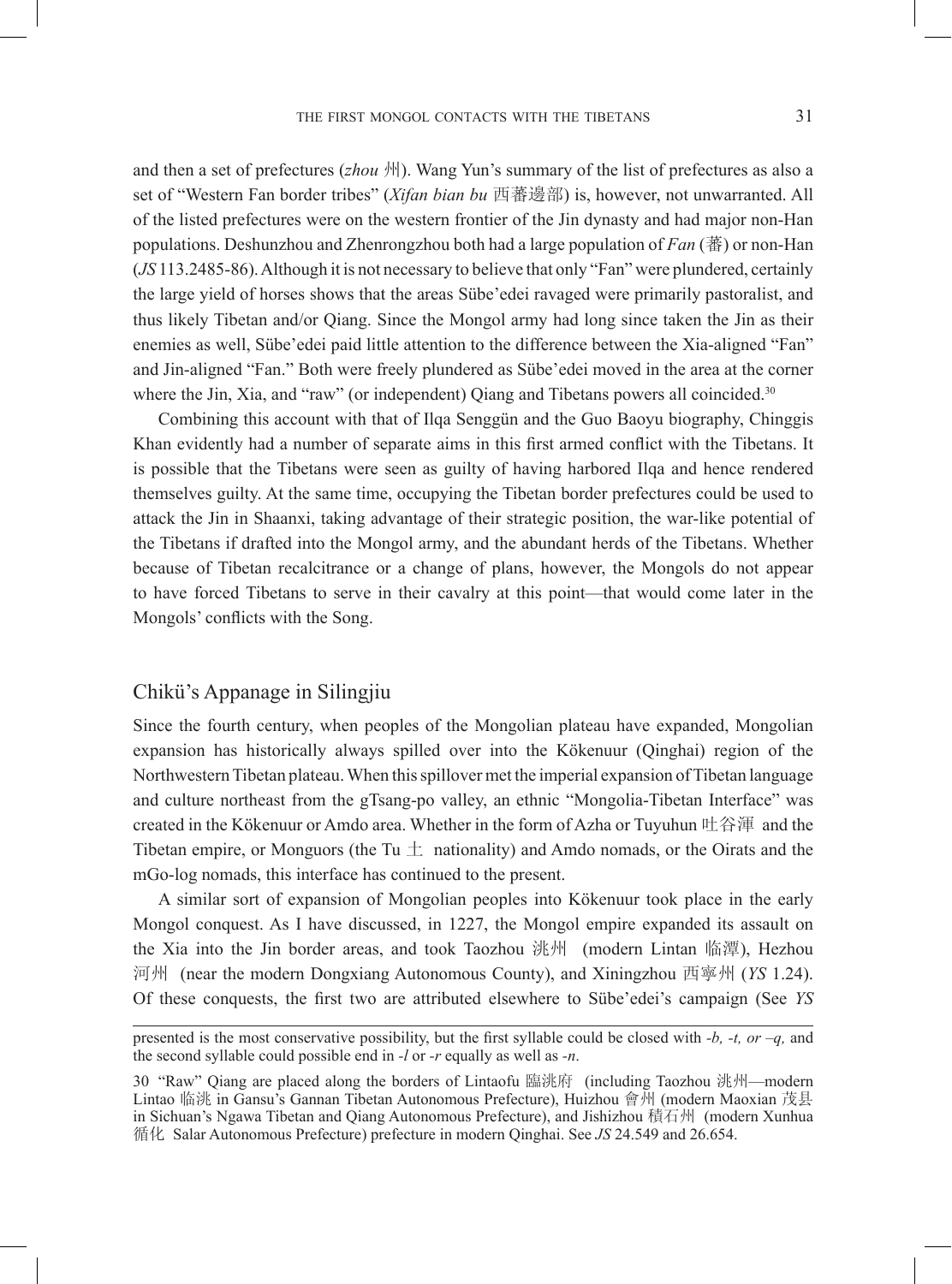and then a set of prefectures (*zhou* 州). Wang Yun's summary of the list of prefectures as also a set of "Western Fan border tribes" (*Xifan bian bu* 西蕃邊部) is, however, not unwarranted. All of the listed prefectures were on the western frontier of the Jin dynasty and had major non-Han populations. Deshunzhou and Zhenrongzhou both had a large population of *Fan* (蕃) or non-Han (*JS* 113.2485-86). Although it is not necessary to believe that only "Fan" were plundered, certainly the large yield of horses shows that the areas Sübe'edei ravaged were primarily pastoralist, and thus likely Tibetan and/or Qiang. Since the Mongol army had long since taken the Jin as their enemies as well, Sübe'edei paid little attention to the difference between the Xia-aligned "Fan" and Jin-aligned "Fan." Both were freely plundered as Sübe'edei moved in the area at the corner where the Jin, Xia, and "raw" (or independent) Qiang and Tibetans powers all coincided.[30]

Combining this account with that of Ilqa Senggün and the Guo Baoyu biography, Chinggis Khan evidently had a number of separate aims in this first armed conflict with the Tibetans. It is possible that the Tibetans were seen as guilty of having harbored Ilqa and hence rendered themselves guilty. At the same time, occupying the Tibetan border prefectures could be used to attack the Jin in Shaanxi, taking advantage of their strategic position, the war-like potential of the Tibetans if drafted into the Mongol army, and the abundant herds of the Tibetans. Whether because of Tibetan recalcitrance or a change of plans, however, the Mongols do not appear to have forced Tibetans to serve in their cavalry at this point—that would come later in the Mongols' conflicts with the Song.

## Chikü's Appanage in Silingjiu

Since the fourth century, when peoples of the Mongolian plateau have expanded, Mongolian expansion has historically always spilled over into the Kökenuur (Qinghai) region of the Northwestern Tibetan plateau. When this spillover met the imperial expansion of Tibetan language and culture northeast from the gTsang-po valley, an ethnic "Mongolia-Tibetan Interface" was created in the Kökenuur or Amdo area. Whether in the form of Azha or Tuyuhun 吐谷渾 and the Tibetan empire, or Monguors (the Tu 土 nationality) and Amdo nomads, or the Oirats and the mGo-log nomads, this interface has continued to the present.

A similar sort of expansion of Mongolian peoples into Kökenuur took place in the early Mongol conquest. As I have discussed, in 1227, the Mongol empire expanded its assault on the Xia into the Jin border areas, and took Taozhou 洮州 (modern Lintan 临潭), Hezhou 河州 (near the modern Dongxiang Autonomous County), and Xiningzhou 西寧州 (*YS* 1.24). Of these conquests, the first two are attributed elsewhere to Sübe'edei's campaign (See *YS*

---

presented is the most conservative possibility, but the first syllable could be closed with *-b, -t, or –q,* and the second syllable could possible end in *-l* or *-r* equally as well as *-n*.

30 "Raw" Qiang are placed along the borders of Lintaofu 臨洮府 (including Taozhou 洮州—modern Lintao 临洮 in Gansu's Gannan Tibetan Autonomous Prefecture), Huizhou 會州 (modern Maoxian 茂县 in Sichuan's Ngawa Tibetan and Qiang Autonomous Prefecture), and Jishizhou 積石州 (modern Xunhua 循化 Salar Autonomous Prefecture) prefecture in modern Qinghai. See *JS* 24.549 and 26.654.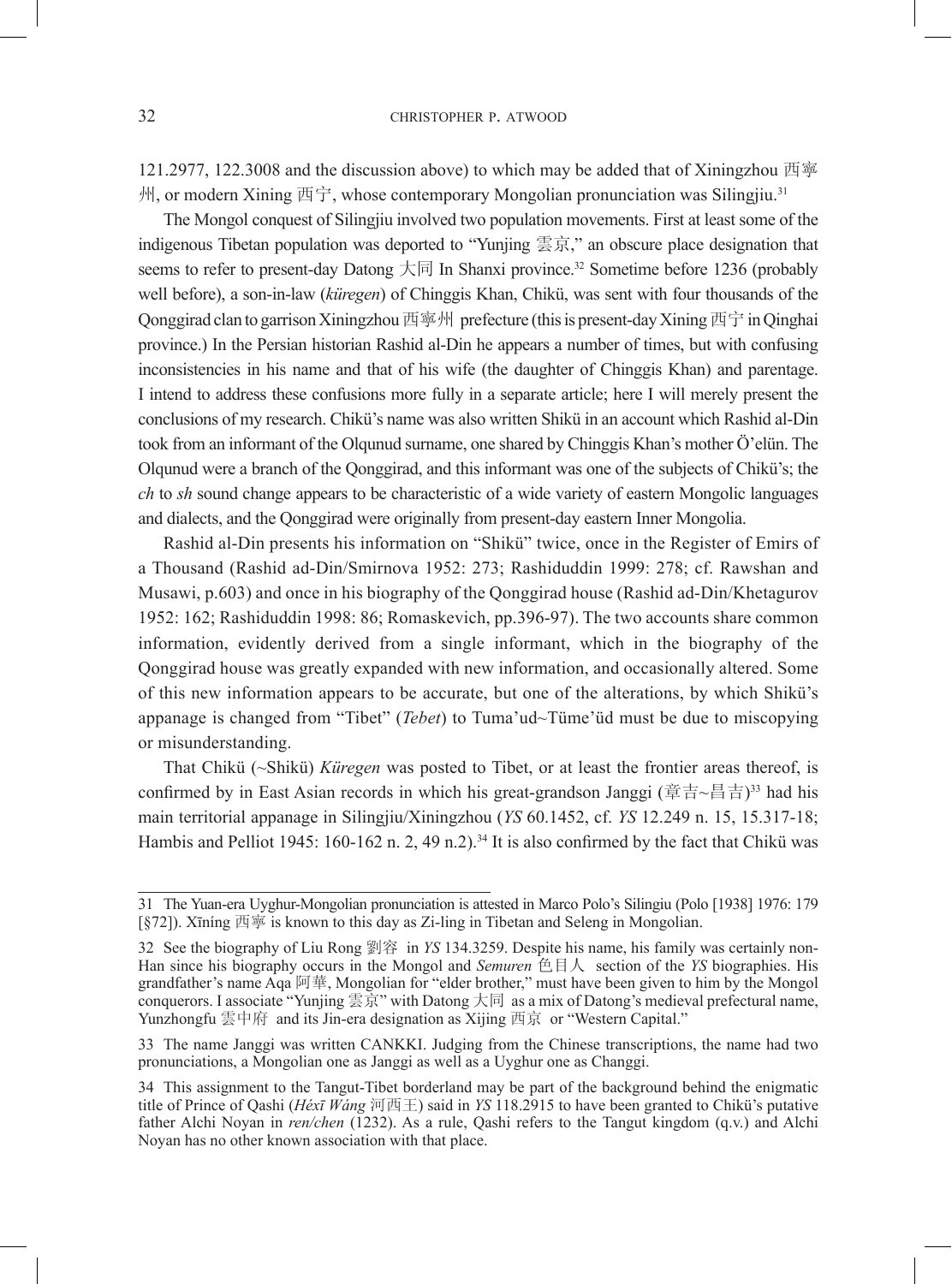121.2977, 122.3008 and the discussion above) to which may be added that of Xiningzhou 西寧州, or modern Xining 西宁, whose contemporary Mongolian pronunciation was Silingjiu.[31]

The Mongol conquest of Silingjiu involved two population movements. First at least some of the indigenous Tibetan population was deported to "Yunjing 雲京," an obscure place designation that seems to refer to present-day Datong 大同 In Shanxi province.[32] Sometime before 1236 (probably well before), a son-in-law (*küregen*) of Chinggis Khan, Chikü, was sent with four thousands of the Qonggirad clan to garrison Xiningzhou 西寧州 prefecture (this is present-day Xining 西宁 in Qinghai province.) In the Persian historian Rashid al-Din he appears a number of times, but with confusing inconsistencies in his name and that of his wife (the daughter of Chinggis Khan) and parentage. I intend to address these confusions more fully in a separate article; here I will merely present the conclusions of my research. Chikü's name was also written Shikü in an account which Rashid al-Din took from an informant of the Olqunud surname, one shared by Chinggis Khan's mother Ö'elün. The Olqunud were a branch of the Qonggirad, and this informant was one of the subjects of Chikü's; the *ch* to *sh* sound change appears to be characteristic of a wide variety of eastern Mongolic languages and dialects, and the Qonggirad were originally from present-day eastern Inner Mongolia.

Rashid al-Din presents his information on "Shikü" twice, once in the Register of Emirs of a Thousand (Rashid ad-Din/Smirnova 1952: 273; Rashiduddin 1999: 278; cf. Rawshan and Musawi, p.603) and once in his biography of the Qonggirad house (Rashid ad-Din/Khetagurov 1952: 162; Rashiduddin 1998: 86; Romaskevich, pp.396-97). The two accounts share common information, evidently derived from a single informant, which in the biography of the Qonggirad house was greatly expanded with new information, and occasionally altered. Some of this new information appears to be accurate, but one of the alterations, by which Shikü's appanage is changed from "Tibet" (*Tebet*) to Tuma'ud~Türne'üd must be due to miscopying or misunderstanding.

That Chikü (~Shikü) *Küregen* was posted to Tibet, or at least the frontier areas thereof, is confirmed by in East Asian records in which his great-grandson Janggi (章吉~昌吉)[33] had his main territorial appanage in Silingjiu/Xiningzhou (*YS* 60.1452, cf. *YS* 12.249 n. 15, 15.317-18; Hambis and Pelliot 1945: 160-162 n. 2, 49 n.2).[34] It is also confirmed by the fact that Chikü was

---

31 The Yuan-era Uyghur-Mongolian pronunciation is attested in Marco Polo's Silingiu (Polo [1938] 1976: 179 [§72]). Xīníng 西寧 is known to this day as Zi-ling in Tibetan and Seleng in Mongolian.

32 See the biography of Liu Rong 劉容 in *YS* 134.3259. Despite his name, his family was certainly non-Han since his biography occurs in the Mongol and *Semuren* 色目人 section of the *YS* biographies. His grandfather's name Aqa 阿華, Mongolian for "elder brother," must have been given to him by the Mongol conquerors. I associate "Yunjing 雲京" with Datong 大同 as a mix of Datong's medieval prefectural name, Yunzhongfu 雲中府 and its Jin-era designation as Xijing 西京 or "Western Capital."

33 The name Janggi was written CANKKI. Judging from the Chinese transcriptions, the name had two pronunciations, a Mongolian one as Janggi as well as a Uyghur one as Changgi.

34 This assignment to the Tangut-Tibet borderland may be part of the background behind the enigmatic title of Prince of Qashi (*Héxī Wáng* 河西王) said in *YS* 118.2915 to have been granted to Chikü's putative father Alchi Noyan in *ren/chen* (1232). As a rule, Qashi refers to the Tangut kingdom (q.v.) and Alchi Noyan has no other known association with that place.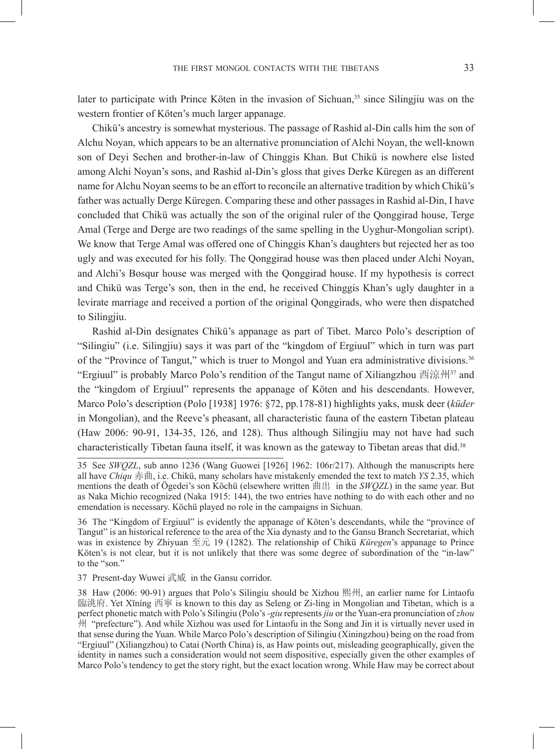later to participate with Prince Köten in the invasion of Sichuan,[35] since Silingjiu was on the western frontier of Köten's much larger appanage.

Chikü's ancestry is somewhat mysterious. The passage of Rashid al-Din calls him the son of Alchu Noyan, which appears to be an alternative pronunciation of Alchi Noyan, the well-known son of Deyi Sechen and brother-in-law of Chinggis Khan. But Chikü is nowhere else listed among Alchi Noyan's sons, and Rashid al-Din's gloss that gives Derke Küregen as an different name for Alchu Noyan seems to be an effort to reconcile an alternative tradition by which Chikü's father was actually Derge Küregen. Comparing these and other passages in Rashid al-Din, I have concluded that Chikü was actually the son of the original ruler of the Qonggirad house, Terge Amal (Terge and Derge are two readings of the same spelling in the Uyghur-Mongolian script). We know that Terge Amal was offered one of Chinggis Khan's daughters but rejected her as too ugly and was executed for his folly. The Qonggirad house was then placed under Alchi Noyan, and Alchi's Bosqur house was merged with the Qonggirad house. If my hypothesis is correct and Chikü was Terge's son, then in the end, he received Chinggis Khan's ugly daughter in a levirate marriage and received a portion of the original Qonggirads, who were then dispatched to Silingjiu.

Rashid al-Din designates Chikü's appanage as part of Tibet. Marco Polo's description of "Silingiu" (i.e. Silingjiu) says it was part of the "kingdom of Ergiuul" which in turn was part of the "Province of Tangut," which is truer to Mongol and Yuan era administrative divisions.[36] "Ergiuul" is probably Marco Polo's rendition of the Tangut name of Xiliangzhou 西涼州[37] and the "kingdom of Ergiuul" represents the appanage of Köten and his descendants. However, Marco Polo's description (Polo [1938] 1976: §72, pp.178-81) highlights yaks, musk deer (*küder* in Mongolian), and the Reeve's pheasant, all characteristic fauna of the eastern Tibetan plateau (Haw 2006: 90-91, 134-35, 126, and 128). Thus although Silingjiu may not have had such characteristically Tibetan fauna itself, it was known as the gateway to Tibetan areas that did.[38]

---

35 See *SWQZL*, sub anno 1236 (Wang Guowei [1926] 1962: 106r/217). Although the manuscripts here all have *Chiqu* 赤曲, i.e. Chikü, many scholars have mistakenly emended the text to match *YS* 2.35, which mentions the death of Ögedei's son Köchü (elsewhere written 曲出 in the *SWQZL*) in the same year. But as Naka Michio recognized (Naka 1915: 144), the two entries have nothing to do with each other and no emendation is necessary. Köchü played no role in the campaigns in Sichuan.

36 The "Kingdom of Ergiuul" is evidently the appanage of Köten's descendants, while the "province of Tangut" is an historical reference to the area of the Xia dynasty and to the Gansu Branch Secretariat, which was in existence by Zhiyuan 至元 19 (1282). The relationship of Chikü *Küregen*'s appanage to Prince Köten's is not clear, but it is not unlikely that there was some degree of subordination of the "in-law" to the "son."

37 Present-day Wuwei 武威 in the Gansu corridor.

38 Haw (2006: 90-91) argues that Polo's Silingiu should be Xizhou 熙州, an earlier name for Lintaofu 臨洮府. Yet Xīníng 西寧 is known to this day as Seleng or Zi-ling in Mongolian and Tibetan, which is a perfect phonetic match with Polo's Silingiu (Polo's *-giu* represents *jiu* or the Yuan-era pronunciation of *zhou* 州 "prefecture"). And while Xizhou was used for Lintaofu in the Song and Jin it is virtually never used in that sense during the Yuan. While Marco Polo's description of Silingiu (Xiningzhou) being on the road from "Ergiuul" (Xiliangzhou) to Catai (North China) is, as Haw points out, misleading geographically, given the identity in names such a consideration would not seem dispositive, especially given the other examples of Marco Polo's tendency to get the story right, but the exact location wrong. While Haw may be correct about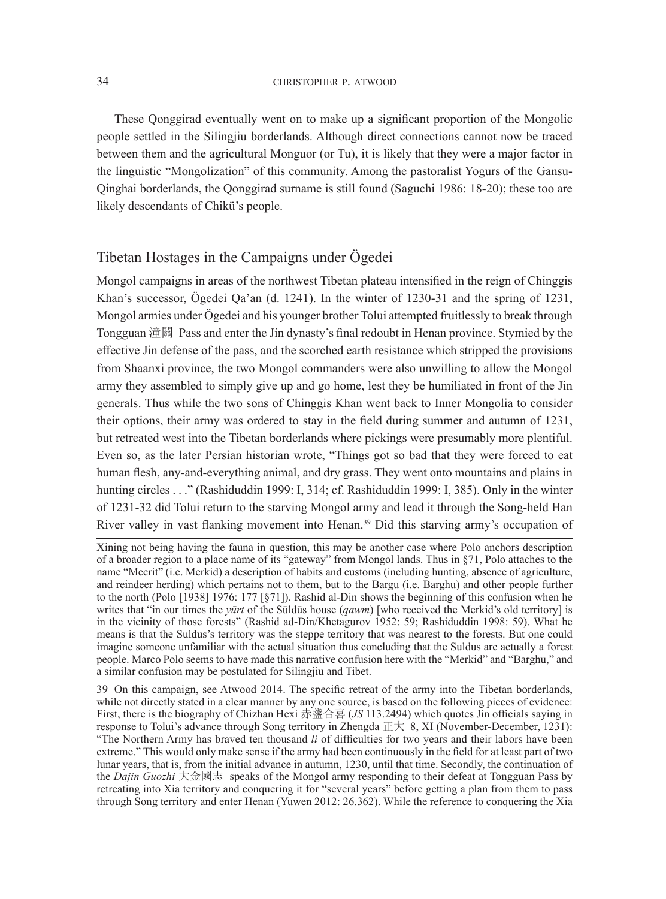These Qonggirad eventually went on to make up a significant proportion of the Mongolic people settled in the Silingjiu borderlands. Although direct connections cannot now be traced between them and the agricultural Monguor (or Tu), it is likely that they were a major factor in the linguistic "Mongolization" of this community. Among the pastoralist Yogurs of the Gansu-Qinghai borderlands, the Qonggirad surname is still found (Saguchi 1986: 18-20); these too are likely descendants of Chikü's people.

## Tibetan Hostages in the Campaigns under Ögedei

Mongol campaigns in areas of the northwest Tibetan plateau intensified in the reign of Chinggis Khan's successor, Ögedei Qa'an (d. 1241). In the winter of 1230-31 and the spring of 1231, Mongol armies under Ögedei and his younger brother Tolui attempted fruitlessly to break through Tongguan 潼關 Pass and enter the Jin dynasty's final redoubt in Henan province. Stymied by the effective Jin defense of the pass, and the scorched earth resistance which stripped the provisions from Shaanxi province, the two Mongol commanders were also unwilling to allow the Mongol army they assembled to simply give up and go home, lest they be humiliated in front of the Jin generals. Thus while the two sons of Chinggis Khan went back to Inner Mongolia to consider their options, their army was ordered to stay in the field during summer and autumn of 1231, but retreated west into the Tibetan borderlands where pickings were presumably more plentiful. Even so, as the later Persian historian wrote, "Things got so bad that they were forced to eat human flesh, any-and-everything animal, and dry grass. They went onto mountains and plains in hunting circles . . ." (Rashiduddin 1999: I, 314; cf. Rashiduddin 1999: I, 385). Only in the winter of 1231-32 did Tolui return to the starving Mongol army and lead it through the Song-held Han River valley in vast flanking movement into Henan.[39] Did this starving army's occupation of

---

Xining not being having the fauna in question, this may be another case where Polo anchors description of a broader region to a place name of its "gateway" from Mongol lands. Thus in §71, Polo attaches to the name "Mecrit" (i.e. Merkid) a description of habits and customs (including hunting, absence of agriculture, and reindeer herding) which pertains not to them, but to the Bargu (i.e. Barghu) and other people further to the north (Polo [1938] 1976: 177 [§71]). Rashid al-Din shows the beginning of this confusion when he writes that "in our times the *yūrt* of the Sūldūs house (*qawm*) [who received the Merkid's old territory] is in the vicinity of those forests" (Rashid ad-Din/Khetagurov 1952: 59; Rashiduddin 1998: 59). What he means is that the Suldus's territory was the steppe territory that was nearest to the forests. But one could imagine someone unfamiliar with the actual situation thus concluding that the Suldus are actually a forest people. Marco Polo seems to have made this narrative confusion here with the "Merkid" and "Barghu," and a similar confusion may be postulated for Silingjiu and Tibet.

39 On this campaign, see Atwood 2014. The specific retreat of the army into the Tibetan borderlands, while not directly stated in a clear manner by any one source, is based on the following pieces of evidence: First, there is the biography of Chizhan Hexi 赤盞合喜 (*JS* 113.2494) which quotes Jin officials saying in response to Tolui's advance through Song territory in Zhengda 正大 8, XI (November-December, 1231): "The Northern Army has braved ten thousand *li* of difficulties for two years and their labors have been extreme." This would only make sense if the army had been continuously in the field for at least part of two lunar years, that is, from the initial advance in autumn, 1230, until that time. Secondly, the continuation of the *Dajin Guozhi* 大金國志 speaks of the Mongol army responding to their defeat at Tongguan Pass by retreating into Xia territory and conquering it for "several years" before getting a plan from them to pass through Song territory and enter Henan (Yuwen 2012: 26.362). While the reference to conquering the Xia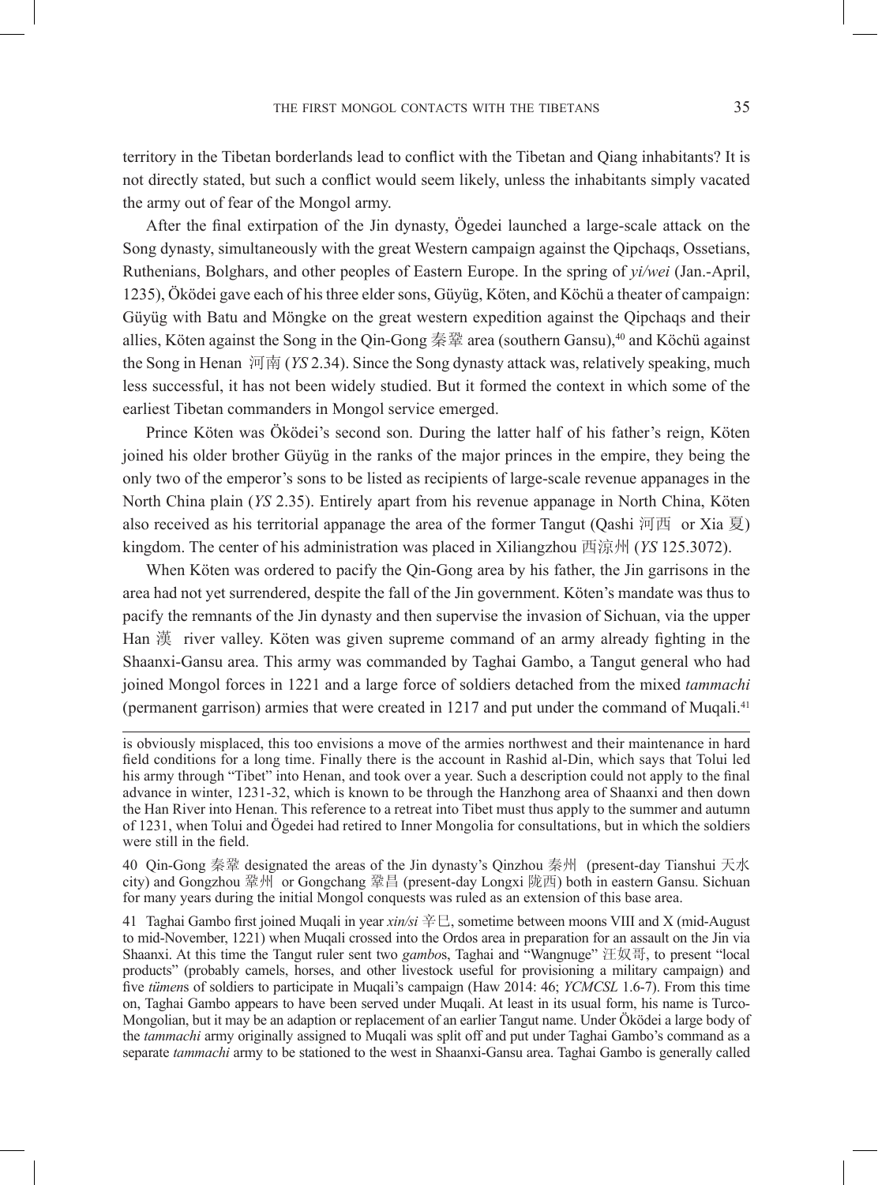territory in the Tibetan borderlands lead to conflict with the Tibetan and Qiang inhabitants? It is not directly stated, but such a conflict would seem likely, unless the inhabitants simply vacated the army out of fear of the Mongol army.

After the final extirpation of the Jin dynasty, Ögedei launched a large-scale attack on the Song dynasty, simultaneously with the great Western campaign against the Qipchaqs, Ossetians, Ruthenians, Bolghars, and other peoples of Eastern Europe. In the spring of *yi/wei* (Jan.-April, 1235), Öködei gave each of his three elder sons, Güyüg, Köten, and Köchü a theater of campaign: Güyüg with Batu and Möngke on the great western expedition against the Qipchaqs and their allies, Köten against the Song in the Qin-Gong 秦鞏 area (southern Gansu),[40] and Köchü against the Song in Henan 河南 (*YS* 2.34). Since the Song dynasty attack was, relatively speaking, much less successful, it has not been widely studied. But it formed the context in which some of the earliest Tibetan commanders in Mongol service emerged.

Prince Köten was Öködei's second son. During the latter half of his father's reign, Köten joined his older brother Güyüg in the ranks of the major princes in the empire, they being the only two of the emperor's sons to be listed as recipients of large-scale revenue appanages in the North China plain (*YS* 2.35). Entirely apart from his revenue appanage in North China, Köten also received as his territorial appanage the area of the former Tangut (Qashi 河西 or Xia 夏) kingdom. The center of his administration was placed in Xiliangzhou 西涼州 (*YS* 125.3072).

When Köten was ordered to pacify the Qin-Gong area by his father, the Jin garrisons in the area had not yet surrendered, despite the fall of the Jin government. Köten's mandate was thus to pacify the remnants of the Jin dynasty and then supervise the invasion of Sichuan, via the upper Han 漢 river valley. Köten was given supreme command of an army already fighting in the Shaanxi-Gansu area. This army was commanded by Taghai Gambo, a Tangut general who had joined Mongol forces in 1221 and a large force of soldiers detached from the mixed *tammachi* (permanent garrison) armies that were created in 1217 and put under the command of Muqali.[41]

---

is obviously misplaced, this too envisions a move of the armies northwest and their maintenance in hard field conditions for a long time. Finally there is the account in Rashid al-Din, which says that Tolui led his army through "Tibet" into Henan, and took over a year. Such a description could not apply to the final advance in winter, 1231-32, which is known to be through the Hanzhong area of Shaanxi and then down the Han River into Henan. This reference to a retreat into Tibet must thus apply to the summer and autumn of 1231, when Tolui and Ögedei had retired to Inner Mongolia for consultations, but in which the soldiers were still in the field.

40 Qin-Gong 秦鞏 designated the areas of the Jin dynasty's Qinzhou 秦州 (present-day Tianshui 天水 city) and Gongzhou 鞏州 or Gongchang 鞏昌 (present-day Longxi 陇西) both in eastern Gansu. Sichuan for many years during the initial Mongol conquests was ruled as an extension of this base area.

41 Taghai Gambo first joined Muqali in year *xin/si* 辛巳, sometime between moons VIII and X (mid-August to mid-November, 1221) when Muqali crossed into the Ordos area in preparation for an assault on the Jin via Shaanxi. At this time the Tangut ruler sent two *gambo*s, Taghai and "Wangnuge" 汪奴哥, to present "local products" (probably camels, horses, and other livestock useful for provisioning a military campaign) and five *tümen*s of soldiers to participate in Muqali's campaign (Haw 2014: 46; *YCMCSL* 1.6-7). From this time on, Taghai Gambo appears to have been served under Muqali. At least in its usual form, his name is Turco-Mongolian, but it may be an adaption or replacement of an earlier Tangut name. Under Öködei a large body of the *tammachi* army originally assigned to Muqali was split off and put under Taghai Gambo's command as a separate *tammachi* army to be stationed to the west in Shaanxi-Gansu area. Taghai Gambo is generally called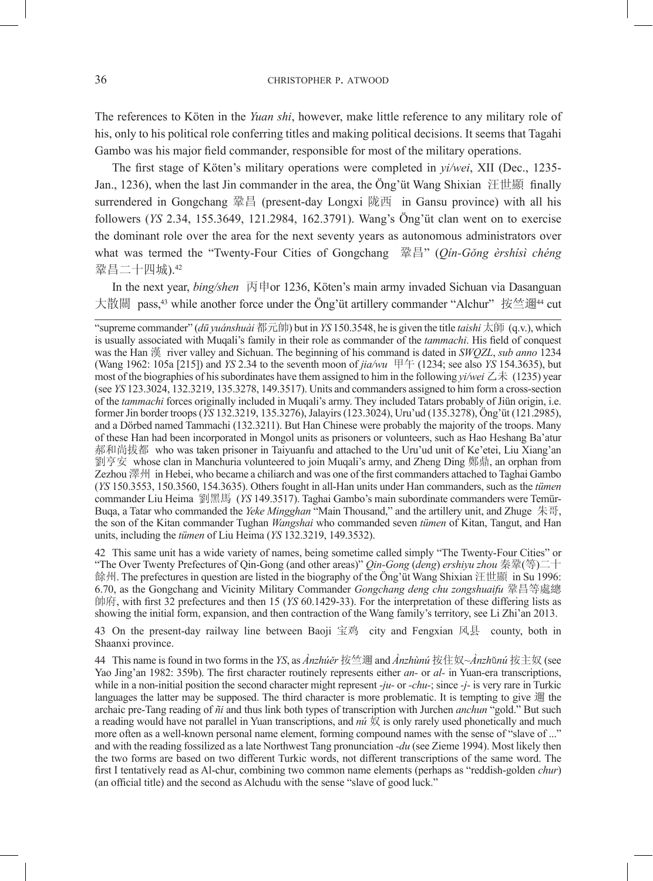The references to Köten in the *Yuan shi*, however, make little reference to any military role of his, only to his political role conferring titles and making political decisions. It seems that Tagahi Gambo was his major field commander, responsible for most of the military operations.

The first stage of Köten's military operations were completed in *yi/wei*, XII (Dec., 1235-Jan., 1236), when the last Jin commander in the area, the Öng'üt Wang Shixian 汪世顯 finally surrendered in Gongchang 鞏昌 (present-day Longxi 陇西 in Gansu province) with all his followers (*YS* 2.34, 155.3649, 121.2984, 162.3791). Wang's Öng'üt clan went on to exercise the dominant role over the area for the next seventy years as autonomous administrators over what was termed the "Twenty-Four Cities of Gongchang 鞏昌" (*Qín-Gǒng èrshísì chéng* 鞏昌二十四城).[42]

In the next year, *bing/shen* 丙申or 1236, Köten's main army invaded Sichuan via Dasanguan 大散關 pass,[43] while another force under the Öng'üt artillery commander "Alchur" 按竺邇[44] cut

---

"supreme commander" (*dū yuánshuài* 都元帥) but in *YS* 150.3548, he is given the title *taishi* 太師 (q.v.), which is usually associated with Muqali's family in their role as commander of the *tammachi*. His field of conquest was the Han 漢 river valley and Sichuan. The beginning of his command is dated in *SWQZL*, *sub anno* 1234 (Wang 1962: 105a [215]) and *YS* 2.34 to the seventh moon of *jia/wu* 甲午 (1234; see also *YS* 154.3635), but most of the biographies of his subordinates have them assigned to him in the following *yi/wei* 乙未 (1235) year (see *YS* 123.3024, 132.3219, 135.3278, 149.3517). Units and commanders assigned to him form a cross-section of the *tammachi* forces originally included in Muqali's army. They included Tatars probably of Jiün origin, i.e. former Jin border troops (*YS* 132.3219, 135.3276), Jalayirs (123.3024), Uru'ud (135.3278), Öng'üt (121.2985), and a Dörbed named Tammachi (132.3211). But Han Chinese were probably the majority of the troops. Many of these Han had been incorporated in Mongol units as prisoners or volunteers, such as Hao Heshang Ba'atur 郝和尚拔都 who was taken prisoner in Taiyuanfu and attached to the Uru'ud unit of Ke'etei, Liu Xiang'an 劉亨安 whose clan in Manchuria volunteered to join Muqali's army, and Zheng Ding 鄭鼎, an orphan from Zezhou 澤州 in Hebei, who became a chiliarch and was one of the first commanders attached to Taghai Gambo (*YS* 150.3553, 150.3560, 154.3635). Others fought in all-Han units under Han commanders, such as the *tümen* commander Liu Heima 劉黑馬 (*YS* 149.3517). Taghai Gambo's main subordinate commanders were Temür-Buqa, a Tatar who commanded the *Yeke Mingghan* "Main Thousand," and the artillery unit, and Zhuge 朱哥, the son of the Kitan commander Tughan *Wangshai* who commanded seven *tümen* of Kitan, Tangut, and Han units, including the *tümen* of Liu Heima (*YS* 132.3219, 149.3532).

42 This same unit has a wide variety of names, being sometime called simply "The Twenty-Four Cities" or "The Over Twenty Prefectures of Qin-Gong (and other areas)" *Qin-Gong* (*deng*) *ershiyu zhou* 秦鞏(等)二十餘州. The prefectures in question are listed in the biography of the Öng'üt Wang Shixian 汪世顯 in Su 1996: 6.70, as the Gongchang and Vicinity Military Commander *Gongchang deng chu zongshuaifu* 鞏昌等處總帥府, with first 32 prefectures and then 15 (*YS* 60.1429-33). For the interpretation of these differing lists as showing the initial form, expansion, and then contraction of the Wang family's territory, see Li Zhi'an 2013.

43 On the present-day railway line between Baoji 宝鸡 city and Fengxian 风县 county, both in Shaanxi province.

44 This name is found in two forms in the *YS*, as *Ànzhúěr* 按竺邇 and *Ànzhùnú* 按住奴~*Ànzhǔnú* 按主奴 (see Yao Jing'an 1982: 359b). The first character routinely represents either *an-* or *al-* in Yuan-era transcriptions, while in a non-initial position the second character might represent *-ju-* or *-chu-*; since *-j-* is very rare in Turkic languages the latter may be supposed. The third character is more problematic. It is tempting to give 邇 the archaic pre-Tang reading of *ñi* and thus link both types of transcription with Jurchen *anchun* "gold." But such a reading would have not parallel in Yuan transcriptions, and *nú* 奴 is only rarely used phonetically and much more often as a well-known personal name element, forming compound names with the sense of "slave of ..." and with the reading fossilized as a late Northwest Tang pronunciation *-du* (see Zieme 1994). Most likely then the two forms are based on two different Turkic words, not different transcriptions of the same word. The first I tentatively read as Al-chur, combining two common name elements (perhaps as "reddish-golden *chur*) (an official title) and the second as Alchudu with the sense "slave of good luck."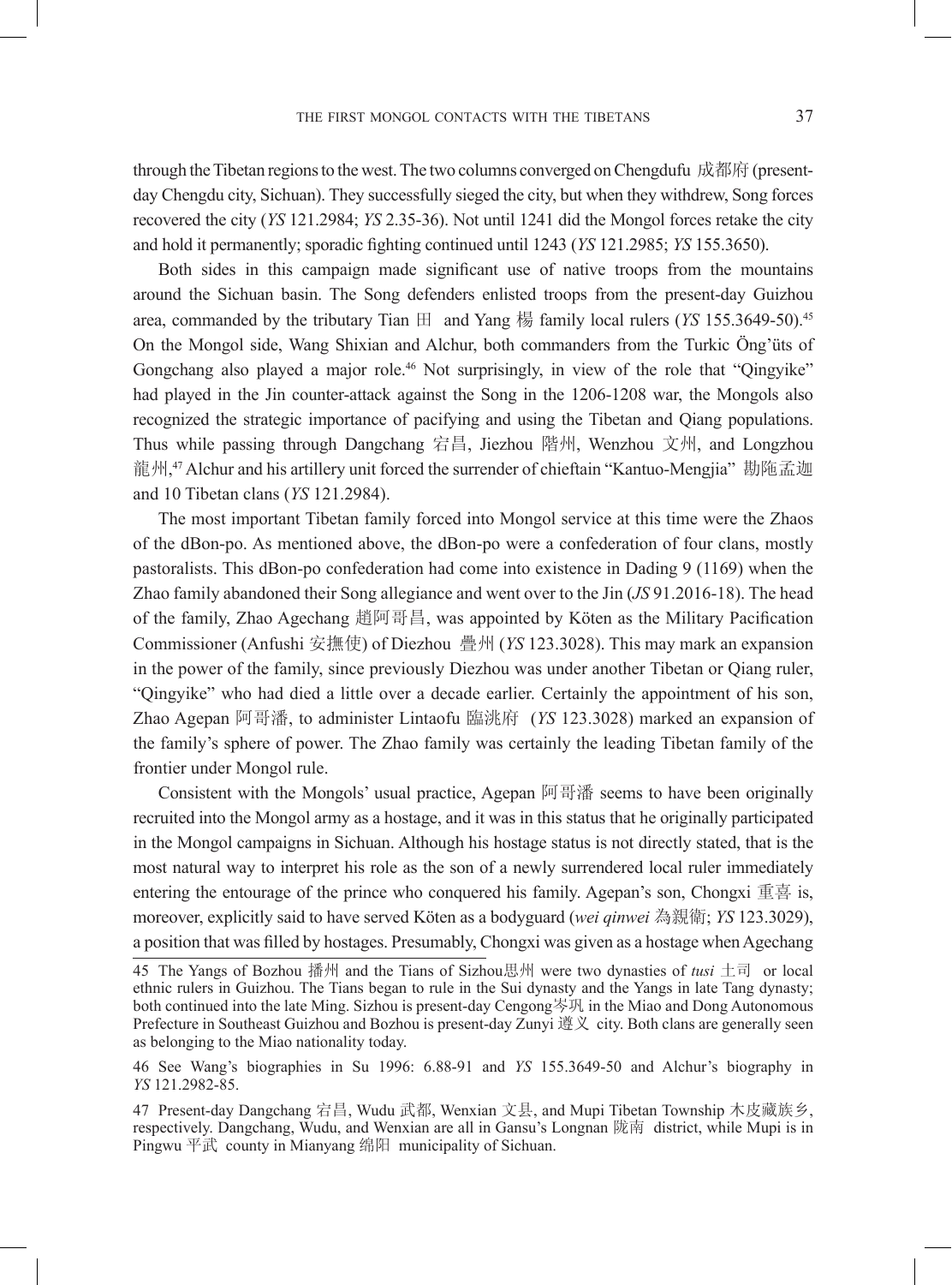through the Tibetan regions to the west. The two columns converged on Chengdufu 成都府 (present-day Chengdu city, Sichuan). They successfully sieged the city, but when they withdrew, Song forces recovered the city (*YS* 121.2984; *YS* 2.35-36). Not until 1241 did the Mongol forces retake the city and hold it permanently; sporadic fighting continued until 1243 (*YS* 121.2985; *YS* 155.3650).

Both sides in this campaign made significant use of native troops from the mountains around the Sichuan basin. The Song defenders enlisted troops from the present-day Guizhou area, commanded by the tributary Tian 田 and Yang 楊 family local rulers (*YS* 155.3649-50).[45] On the Mongol side, Wang Shixian and Alchur, both commanders from the Turkic Öng'üts of Gongchang also played a major role.[46] Not surprisingly, in view of the role that "Qingyike" had played in the Jin counter-attack against the Song in the 1206-1208 war, the Mongols also recognized the strategic importance of pacifying and using the Tibetan and Qiang populations. Thus while passing through Dangchang 宕昌, Jiezhou 階州, Wenzhou 文州, and Longzhou 龍州,[47] Alchur and his artillery unit forced the surrender of chieftain "Kantuo-Mengjia" 勘陁孟迦 and 10 Tibetan clans (*YS* 121.2984).

The most important Tibetan family forced into Mongol service at this time were the Zhaos of the dBon-po. As mentioned above, the dBon-po were a confederation of four clans, mostly pastoralists. This dBon-po confederation had come into existence in Dading 9 (1169) when the Zhao family abandoned their Song allegiance and went over to the Jin (*JS* 91.2016-18). The head of the family, Zhao Agechang 趙阿哥昌, was appointed by Köten as the Military Pacification Commissioner (Anfushi 安撫使) of Diezhou 疊州 (*YS* 123.3028). This may mark an expansion in the power of the family, since previously Diezhou was under another Tibetan or Qiang ruler, "Qingyike" who had died a little over a decade earlier. Certainly the appointment of his son, Zhao Agepan 阿哥潘, to administer Lintaofu 臨洮府 (*YS* 123.3028) marked an expansion of the family's sphere of power. The Zhao family was certainly the leading Tibetan family of the frontier under Mongol rule.

Consistent with the Mongols' usual practice, Agepan 阿哥潘 seems to have been originally recruited into the Mongol army as a hostage, and it was in this status that he originally participated in the Mongol campaigns in Sichuan. Although his hostage status is not directly stated, that is the most natural way to interpret his role as the son of a newly surrendered local ruler immediately entering the entourage of the prince who conquered his family. Agepan's son, Chongxi 重喜 is, moreover, explicitly said to have served Köten as a bodyguard (*wei qinwei* 為親衛; *YS* 123.3029), a position that was filled by hostages. Presumably, Chongxi was given as a hostage when Agechang

---

45 The Yangs of Bozhou 播州 and the Tians of Sizhou思州 were two dynasties of *tusi* 土司 or local ethnic rulers in Guizhou. The Tians began to rule in the Sui dynasty and the Yangs in late Tang dynasty; both continued into the late Ming. Sizhou is present-day Cengong岑巩 in the Miao and Dong Autonomous Prefecture in Southeast Guizhou and Bozhou is present-day Zunyi 遵义 city. Both clans are generally seen as belonging to the Miao nationality today.

46 See Wang's biographies in Su 1996: 6.88-91 and *YS* 155.3649-50 and Alchur's biography in *YS* 121.2982-85.

47 Present-day Dangchang 宕昌, Wudu 武都, Wenxian 文县, and Mupi Tibetan Township 木皮藏族乡, respectively. Dangchang, Wudu, and Wenxian are all in Gansu's Longnan 陇南 district, while Mupi is in Pingwu 平武 county in Mianyang 绵阳 municipality of Sichuan.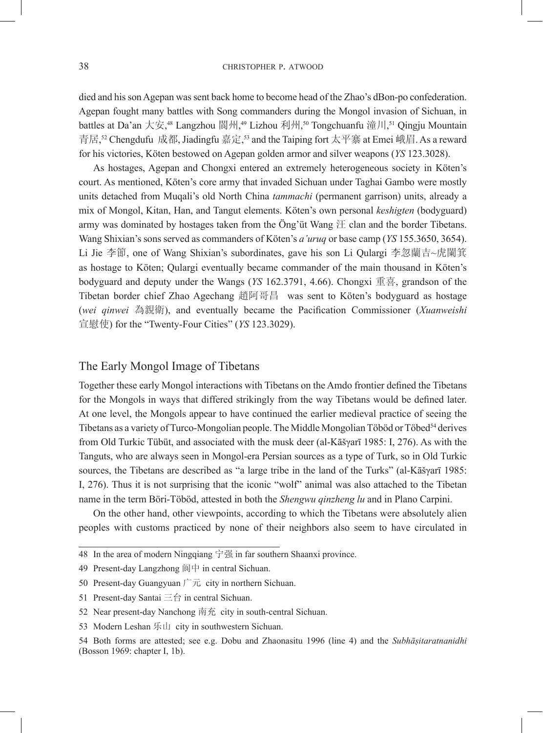died and his son Agepan was sent back home to become head of the Zhao's dBon-po confederation. Agepan fought many battles with Song commanders during the Mongol invasion of Sichuan, in battles at Da'an 大安,[48] Langzhou 閬州,[49] Lizhou 利州,[50] Tongchuanfu 潼川,[51] Qingju Mountain 青居,[52] Chengdufu 成都, Jiadingfu 嘉定,[53] and the Taiping fort 太平寨 at Emei 峨眉. As a reward for his victories, Köten bestowed on Agepan golden armor and silver weapons (*YS* 123.3028).

As hostages, Agepan and Chongxi entered an extremely heterogeneous society in Köten's court. As mentioned, Köten's core army that invaded Sichuan under Taghai Gambo were mostly units detached from Muqali's old North China *tammachi* (permanent garrison) units, already a mix of Mongol, Kitan, Han, and Tangut elements. Köten's own personal *keshigten* (bodyguard) army was dominated by hostages taken from the Öng'üt Wang 汪 clan and the border Tibetans. Wang Shixian's sons served as commanders of Köten's *a'uruq* or base camp (*YS* 155.3650, 3654). Li Jie 李節, one of Wang Shixian's subordinates, gave his son Li Qulargi 李忽蘭吉~虎闌箕 as hostage to Köten; Qulargi eventually became commander of the main thousand in Köten's bodyguard and deputy under the Wangs (*YS* 162.3791, 4.66). Chongxi 重喜, grandson of the Tibetan border chief Zhao Agechang 趙阿哥昌 was sent to Köten's bodyguard as hostage (*wei qinwei* 為親衛), and eventually became the Pacification Commissioner (*Xuanweishi* 宣慰使) for the "Twenty-Four Cities" (*YS* 123.3029).

## The Early Mongol Image of Tibetans

Together these early Mongol interactions with Tibetans on the Amdo frontier defined the Tibetans for the Mongols in ways that differed strikingly from the way Tibetans would be defined later. At one level, the Mongols appear to have continued the earlier medieval practice of seeing the Tibetans as a variety of Turco-Mongolian people. The Middle Mongolian Töböd or Töbed[54] derives from Old Turkic Tübüt, and associated with the musk deer (al-Kāšγarī 1985: I, 276). As with the Tanguts, who are always seen in Mongol-era Persian sources as a type of Turk, so in Old Turkic sources, the Tibetans are described as "a large tribe in the land of the Turks" (al-Kāšγarī 1985: I, 276). Thus it is not surprising that the iconic "wolf" animal was also attached to the Tibetan name in the term Böri-Töböd, attested in both the *Shengwu qinzheng lu* and in Plano Carpini.

On the other hand, other viewpoints, according to which the Tibetans were absolutely alien peoples with customs practiced by none of their neighbors also seem to have circulated in

---

48 In the area of modern Ningqiang 宁强 in far southern Shaanxi province.

49 Present-day Langzhong 阆中 in central Sichuan.

50 Present-day Guangyuan 广元 city in northern Sichuan.

51 Present-day Santai 三台 in central Sichuan.

52 Near present-day Nanchong 南充 city in south-central Sichuan.

53 Modern Leshan 乐山 city in southwestern Sichuan.

54 Both forms are attested; see e.g. Dobu and Zhaonasitu 1996 (line 4) and the *Subhāṣitaratnanidhi* (Bosson 1969: chapter I, 1b).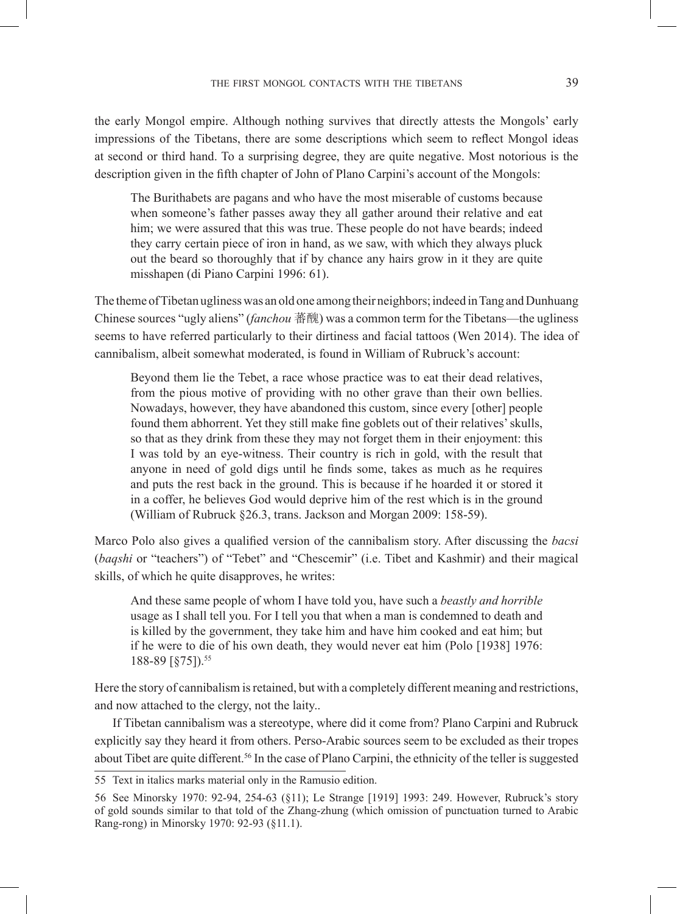the early Mongol empire. Although nothing survives that directly attests the Mongols' early impressions of the Tibetans, there are some descriptions which seem to reflect Mongol ideas at second or third hand. To a surprising degree, they are quite negative. Most notorious is the description given in the fifth chapter of John of Plano Carpini's account of the Mongols:

> The Burithabets are pagans and who have the most miserable of customs because when someone's father passes away they all gather around their relative and eat him; we were assured that this was true. These people do not have beards; indeed they carry certain piece of iron in hand, as we saw, with which they always pluck out the beard so thoroughly that if by chance any hairs grow in it they are quite misshapen (di Piano Carpini 1996: 61).

The theme of Tibetan ugliness was an old one among their neighbors; indeed in Tang and Dunhuang Chinese sources "ugly aliens" (*fanchou* 蕃醜) was a common term for the Tibetans—the ugliness seems to have referred particularly to their dirtiness and facial tattoos (Wen 2014). The idea of cannibalism, albeit somewhat moderated, is found in William of Rubruck's account:

> Beyond them lie the Tebet, a race whose practice was to eat their dead relatives, from the pious motive of providing with no other grave than their own bellies. Nowadays, however, they have abandoned this custom, since every [other] people found them abhorrent. Yet they still make fine goblets out of their relatives' skulls, so that as they drink from these they may not forget them in their enjoyment: this I was told by an eye-witness. Their country is rich in gold, with the result that anyone in need of gold digs until he finds some, takes as much as he requires and puts the rest back in the ground. This is because if he hoarded it or stored it in a coffer, he believes God would deprive him of the rest which is in the ground (William of Rubruck §26.3, trans. Jackson and Morgan 2009: 158-59).

Marco Polo also gives a qualified version of the cannibalism story. After discussing the *bacsi* (*baqshi* or "teachers") of "Tebet" and "Chescemir" (i.e. Tibet and Kashmir) and their magical skills, of which he quite disapproves, he writes:

> And these same people of whom I have told you, have such a *beastly and horrible* usage as I shall tell you. For I tell you that when a man is condemned to death and is killed by the government, they take him and have him cooked and eat him; but if he were to die of his own death, they would never eat him (Polo [1938] 1976: 188-89 [§75]).[55]

Here the story of cannibalism is retained, but with a completely different meaning and restrictions, and now attached to the clergy, not the laity..

If Tibetan cannibalism was a stereotype, where did it come from? Plano Carpini and Rubruck explicitly say they heard it from others. Perso-Arabic sources seem to be excluded as their tropes about Tibet are quite different.[56] In the case of Plano Carpini, the ethnicity of the teller is suggested

---

55 Text in italics marks material only in the Ramusio edition.

56 See Minorsky 1970: 92-94, 254-63 (§11); Le Strange [1919] 1993: 249. However, Rubruck's story of gold sounds similar to that told of the Zhang-zhung (which omission of punctuation turned to Arabic Rang-rong) in Minorsky 1970: 92-93 (§11.1).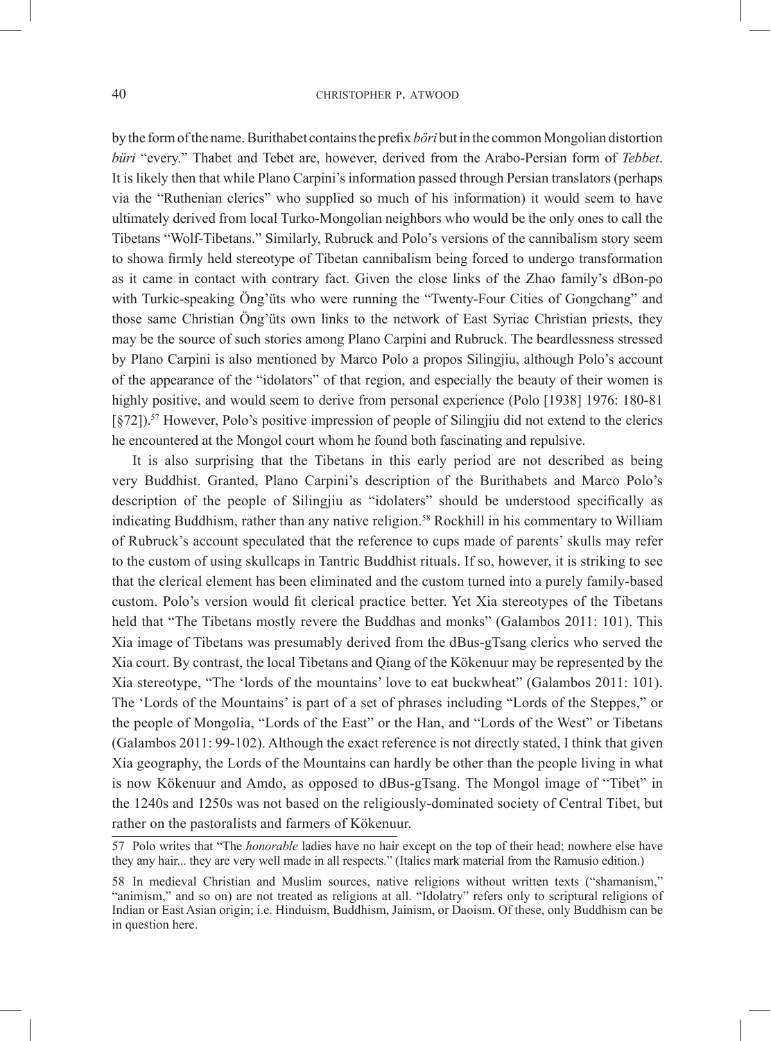by the form of the name. Burithabet contains the prefix *böri* but in the common Mongolian distortion *büri* "every." Thabet and Tebet are, however, derived from the Arabo-Persian form of *Tebbet*. It is likely then that while Plano Carpini's information passed through Persian translators (perhaps via the "Ruthenian clerics" who supplied so much of his information) it would seem to have ultimately derived from local Turko-Mongolian neighbors who would be the only ones to call the Tibetans "Wolf-Tibetans." Similarly, Rubruck and Polo's versions of the cannibalism story seem to showa firmly held stereotype of Tibetan cannibalism being forced to undergo transformation as it came in contact with contrary fact. Given the close links of the Zhao family's dBon-po with Turkic-speaking Öng'üts who were running the "Twenty-Four Cities of Gongchang" and those same Christian Öng'üts own links to the network of East Syriac Christian priests, they may be the source of such stories among Plano Carpini and Rubruck. The beardlessness stressed by Plano Carpini is also mentioned by Marco Polo a propos Silingjiu, although Polo's account of the appearance of the "idolators" of that region, and especially the beauty of their women is highly positive, and would seem to derive from personal experience (Polo [1938] 1976: 180-81 [§72]).[57] However, Polo's positive impression of people of Silingjiu did not extend to the clerics he encountered at the Mongol court whom he found both fascinating and repulsive.

It is also surprising that the Tibetans in this early period are not described as being very Buddhist. Granted, Plano Carpini's description of the Burithabets and Marco Polo's description of the people of Silingjiu as "idolaters" should be understood specifically as indicating Buddhism, rather than any native religion.[58] Rockhill in his commentary to William of Rubruck's account speculated that the reference to cups made of parents' skulls may refer to the custom of using skullcaps in Tantric Buddhist rituals. If so, however, it is striking to see that the clerical element has been eliminated and the custom turned into a purely family-based custom. Polo's version would fit clerical practice better. Yet Xia stereotypes of the Tibetans held that "The Tibetans mostly revere the Buddhas and monks" (Galambos 2011: 101). This Xia image of Tibetans was presumably derived from the dBus-gTsang clerics who served the Xia court. By contrast, the local Tibetans and Qiang of the Kökenuur may be represented by the Xia stereotype, "The 'lords of the mountains' love to eat buckwheat" (Galambos 2011: 101). The 'Lords of the Mountains' is part of a set of phrases including "Lords of the Steppes," or the people of Mongolia, "Lords of the East" or the Han, and "Lords of the West" or Tibetans (Galambos 2011: 99-102). Although the exact reference is not directly stated, I think that given Xia geography, the Lords of the Mountains can hardly be other than the people living in what is now Kökenuur and Amdo, as opposed to dBus-gTsang. The Mongol image of "Tibet" in the 1240s and 1250s was not based on the religiously-dominated society of Central Tibet, but rather on the pastoralists and farmers of Kökenuur.

---

57 Polo writes that "The *honorable* ladies have no hair except on the top of their head; nowhere else have they any hair... they are very well made in all respects." (Italics mark material from the Ramusio edition.)

58 In medieval Christian and Muslim sources, native religions without written texts ("shamanism," "animism," and so on) are not treated as religions at all. "Idolatry" refers only to scriptural religions of Indian or East Asian origin; i.e. Hinduism, Buddhism, Jainism, or Daoism. Of these, only Buddhism can be in question here.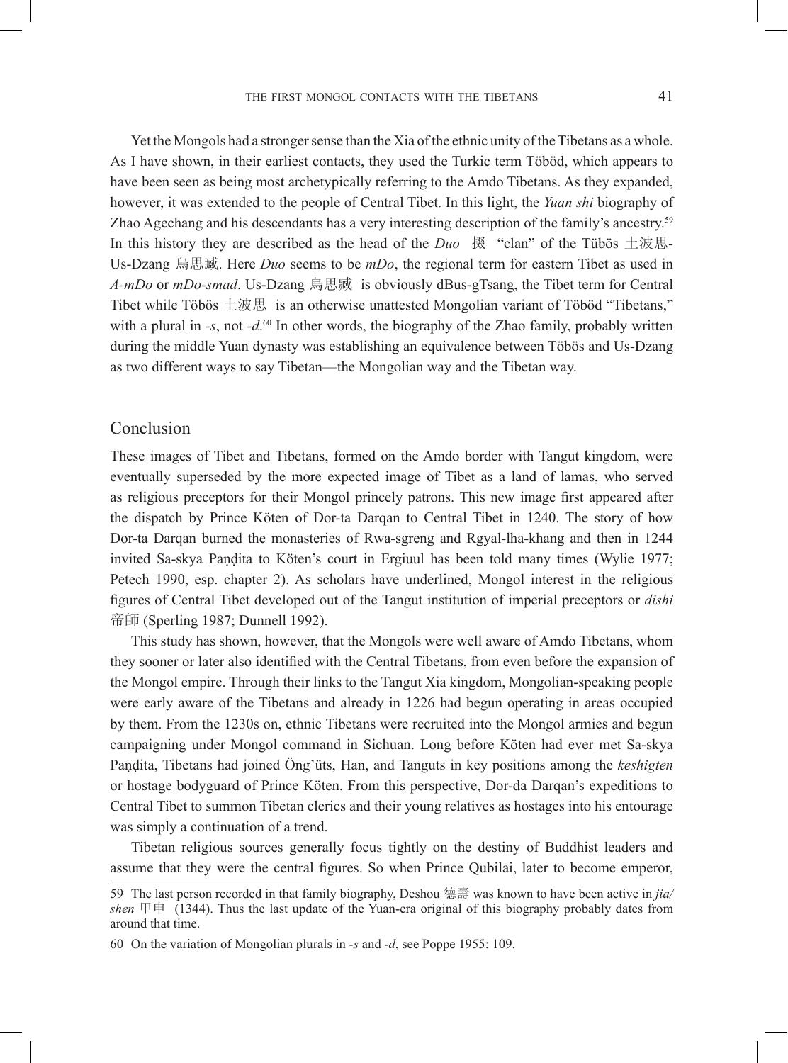Yet the Mongols had a stronger sense than the Xia of the ethnic unity of the Tibetans as a whole. As I have shown, in their earliest contacts, they used the Turkic term Töböd, which appears to have been seen as being most archetypically referring to the Amdo Tibetans. As they expanded, however, it was extended to the people of Central Tibet. In this light, the *Yuan shi* biography of Zhao Agechang and his descendants has a very interesting description of the family's ancestry.[59] In this history they are described as the head of the *Duo* 掇 "clan" of the Tübös 土波思-Us-Dzang 烏思臧. Here *Duo* seems to be *mDo*, the regional term for eastern Tibet as used in *A-mDo* or *mDo-smad*. Us-Dzang 烏思臧 is obviously dBus-gTsang, the Tibet term for Central Tibet while Töbös 土波思 is an otherwise unattested Mongolian variant of Töböd "Tibetans," with a plural in *-s*, not *-d*.[60] In other words, the biography of the Zhao family, probably written during the middle Yuan dynasty was establishing an equivalence between Töbös and Us-Dzang as two different ways to say Tibetan—the Mongolian way and the Tibetan way.

## Conclusion

These images of Tibet and Tibetans, formed on the Amdo border with Tangut kingdom, were eventually superseded by the more expected image of Tibet as a land of lamas, who served as religious preceptors for their Mongol princely patrons. This new image first appeared after the dispatch by Prince Köten of Dor-ta Darqan to Central Tibet in 1240. The story of how Dor-ta Darqan burned the monasteries of Rwa-sgreng and Rgyal-lha-khang and then in 1244 invited Sa-skya Paṇḍita to Köten's court in Ergiuul has been told many times (Wylie 1977; Petech 1990, esp. chapter 2). As scholars have underlined, Mongol interest in the religious figures of Central Tibet developed out of the Tangut institution of imperial preceptors or *dishi* 帝師 (Sperling 1987; Dunnell 1992).

This study has shown, however, that the Mongols were well aware of Amdo Tibetans, whom they sooner or later also identified with the Central Tibetans, from even before the expansion of the Mongol empire. Through their links to the Tangut Xia kingdom, Mongolian-speaking people were early aware of the Tibetans and already in 1226 had begun operating in areas occupied by them. From the 1230s on, ethnic Tibetans were recruited into the Mongol armies and begun campaigning under Mongol command in Sichuan. Long before Köten had ever met Sa-skya Paṇḍita, Tibetans had joined Öng'üts, Han, and Tanguts in key positions among the *keshigten* or hostage bodyguard of Prince Köten. From this perspective, Dor-da Darqan's expeditions to Central Tibet to summon Tibetan clerics and their young relatives as hostages into his entourage was simply a continuation of a trend.

Tibetan religious sources generally focus tightly on the destiny of Buddhist leaders and assume that they were the central figures. So when Prince Qubilai, later to become emperor,

---

59 The last person recorded in that family biography, Deshou 德壽 was known to have been active in *jia/shen* 甲申 (1344). Thus the last update of the Yuan-era original of this biography probably dates from around that time.

60 On the variation of Mongolian plurals in *-s* and *-d*, see Poppe 1955: 109.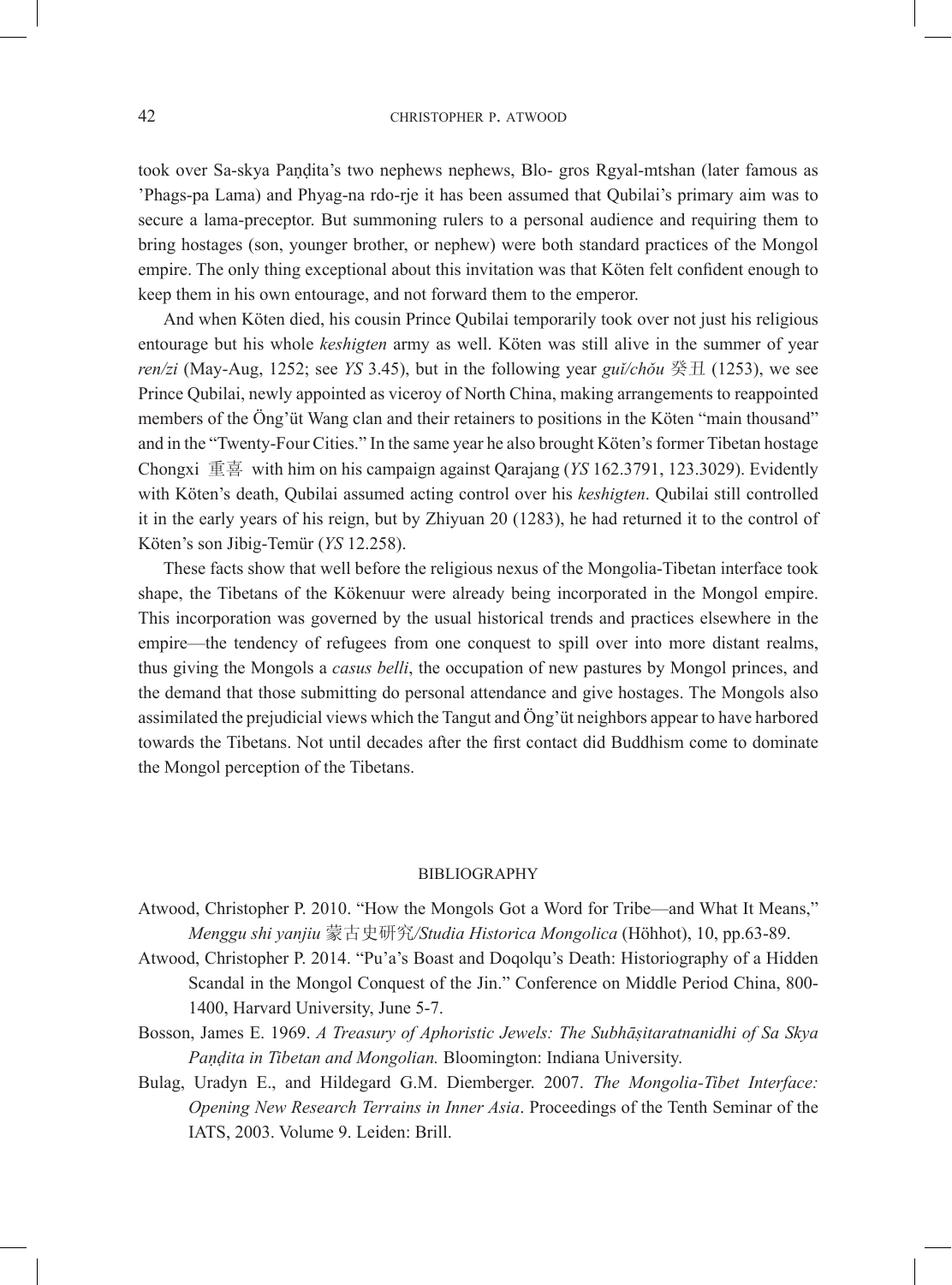took over Sa-skya Paṇḍita's two nephews nephews, Blo- gros Rgyal-mtshan (later famous as 'Phags-pa Lama) and Phyag-na rdo-rje it has been assumed that Qubilai's primary aim was to secure a lama-preceptor. But summoning rulers to a personal audience and requiring them to bring hostages (son, younger brother, or nephew) were both standard practices of the Mongol empire. The only thing exceptional about this invitation was that Köten felt confident enough to keep them in his own entourage, and not forward them to the emperor.

And when Köten died, his cousin Prince Qubilai temporarily took over not just his religious entourage but his whole *keshigten* army as well. Köten was still alive in the summer of year *ren/zi* (May-Aug, 1252; see *YS* 3.45), but in the following year *guǐ/chǒu* 癸丑 (1253), we see Prince Qubilai, newly appointed as viceroy of North China, making arrangements to reappointed members of the Öng'üt Wang clan and their retainers to positions in the Köten "main thousand" and in the "Twenty-Four Cities." In the same year he also brought Köten's former Tibetan hostage Chongxi 重喜 with him on his campaign against Qarajang (*YS* 162.3791, 123.3029). Evidently with Köten's death, Qubilai assumed acting control over his *keshigten*. Qubilai still controlled it in the early years of his reign, but by Zhiyuan 20 (1283), he had returned it to the control of Köten's son Jibig-Temür (*YS* 12.258).

These facts show that well before the religious nexus of the Mongolia-Tibetan interface took shape, the Tibetans of the Kökenuur were already being incorporated in the Mongol empire. This incorporation was governed by the usual historical trends and practices elsewhere in the empire—the tendency of refugees from one conquest to spill over into more distant realms, thus giving the Mongols a *casus belli*, the occupation of new pastures by Mongol princes, and the demand that those submitting do personal attendance and give hostages. The Mongols also assimilated the prejudicial views which the Tangut and Öng'üt neighbors appear to have harbored towards the Tibetans. Not until decades after the first contact did Buddhism come to dominate the Mongol perception of the Tibetans.

## BIBLIOGRAPHY

Atwood, Christopher P. 2010. "How the Mongols Got a Word for Tribe—and What It Means," *Menggu shi yanjiu* 蒙古史研究*/Studia Historica Mongolica* (Höhhot), 10, pp.63-89.

Atwood, Christopher P. 2014. "Pu'a's Boast and Doqolqu's Death: Historiography of a Hidden Scandal in the Mongol Conquest of the Jin." Conference on Middle Period China, 800-1400, Harvard University, June 5-7.

Bosson, James E. 1969. *A Treasury of Aphoristic Jewels: The Subhāṣitaratnanidhi of Sa Skya Paṇḍita in Tibetan and Mongolian.* Bloomington: Indiana University.

Bulag, Uradyn E., and Hildegard G.M. Diemberger. 2007. *The Mongolia-Tibet Interface: Opening New Research Terrains in Inner Asia*. Proceedings of the Tenth Seminar of the IATS, 2003. Volume 9. Leiden: Brill.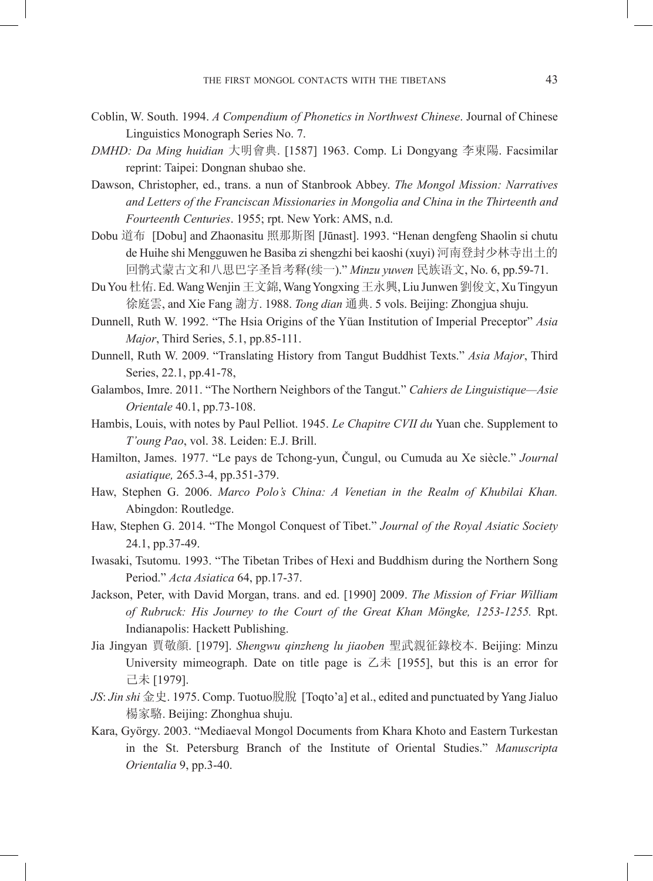Coblin, W. South. 1994. *A Compendium of Phonetics in Northwest Chinese*. Journal of Chinese Linguistics Monograph Series No. 7.

*DMHD: Da Ming huidian* 大明會典. [1587] 1963. Comp. Li Dongyang 李東陽. Facsimilar reprint: Taipei: Dongnan shubao she.

Dawson, Christopher, ed., trans. a nun of Stanbrook Abbey. *The Mongol Mission: Narratives and Letters of the Franciscan Missionaries in Mongolia and China in the Thirteenth and Fourteenth Centuries*. 1955; rpt. New York: AMS, n.d.

Dobu 道布 [Dobu] and Zhaonasitu 照那斯图 [Jūnast]. 1993. "Henan dengfeng Shaolin si chutu de Huihe shi Mengguwen he Basiba zi shengzhi bei kaoshi (xuyi) 河南登封少林寺出土的回鹘式蒙古文和八思巴字圣旨考释(续一)." *Minzu yuwen* 民族语文, No. 6, pp.59-71.

Du You 杜佑. Ed. Wang Wenjin 王文錦, Wang Yongxing 王永興, Liu Junwen 劉俊文, Xu Tingyun 徐庭雲, and Xie Fang 謝方. 1988. *Tong dian* 通典. 5 vols. Beijing: Zhongjua shuju.

Dunnell, Ruth W. 1992. "The Hsia Origins of the Yüan Institution of Imperial Preceptor" *Asia Major*, Third Series, 5.1, pp.85-111.

Dunnell, Ruth W. 2009. "Translating History from Tangut Buddhist Texts." *Asia Major*, Third Series, 22.1, pp.41-78,

Galambos, Imre. 2011. "The Northern Neighbors of the Tangut." *Cahiers de Linguistique—Asie Orientale* 40.1, pp.73-108.

Hambis, Louis, with notes by Paul Pelliot. 1945. *Le Chapitre CVII du* Yuan che. Supplement to *T'oung Pao*, vol. 38. Leiden: E.J. Brill.

Hamilton, James. 1977. "Le pays de Tchong-yun, Čungul, ou Cumuda au Xe siècle." *Journal asiatique,* 265.3-4, pp.351-379.

Haw, Stephen G. 2006. *Marco Polo's China: A Venetian in the Realm of Khubilai Khan.* Abingdon: Routledge.

Haw, Stephen G. 2014. "The Mongol Conquest of Tibet." *Journal of the Royal Asiatic Society* 24.1, pp.37-49.

Iwasaki, Tsutomu. 1993. "The Tibetan Tribes of Hexi and Buddhism during the Northern Song Period." *Acta Asiatica* 64, pp.17-37.

Jackson, Peter, with David Morgan, trans. and ed. [1990] 2009. *The Mission of Friar William of Rubruck: His Journey to the Court of the Great Khan Möngke, 1253-1255.* Rpt. Indianapolis: Hackett Publishing.

Jia Jingyan 賈敬顏. [1979]. *Shengwu qinzheng lu jiaoben* 聖武親征錄校本. Beijing: Minzu University mimeograph. Date on title page is 乙未 [1955], but this is an error for 己未 [1979].

*JS*: *Jin shi* 金史. 1975. Comp. Tuotuo脫脫 [Toqto'a] et al., edited and punctuated by Yang Jialuo 楊家駱. Beijing: Zhonghua shuju.

Kara, György. 2003. "Mediaeval Mongol Documents from Khara Khoto and Eastern Turkestan in the St. Petersburg Branch of the Institute of Oriental Studies." *Manuscripta Orientalia* 9, pp.3-40.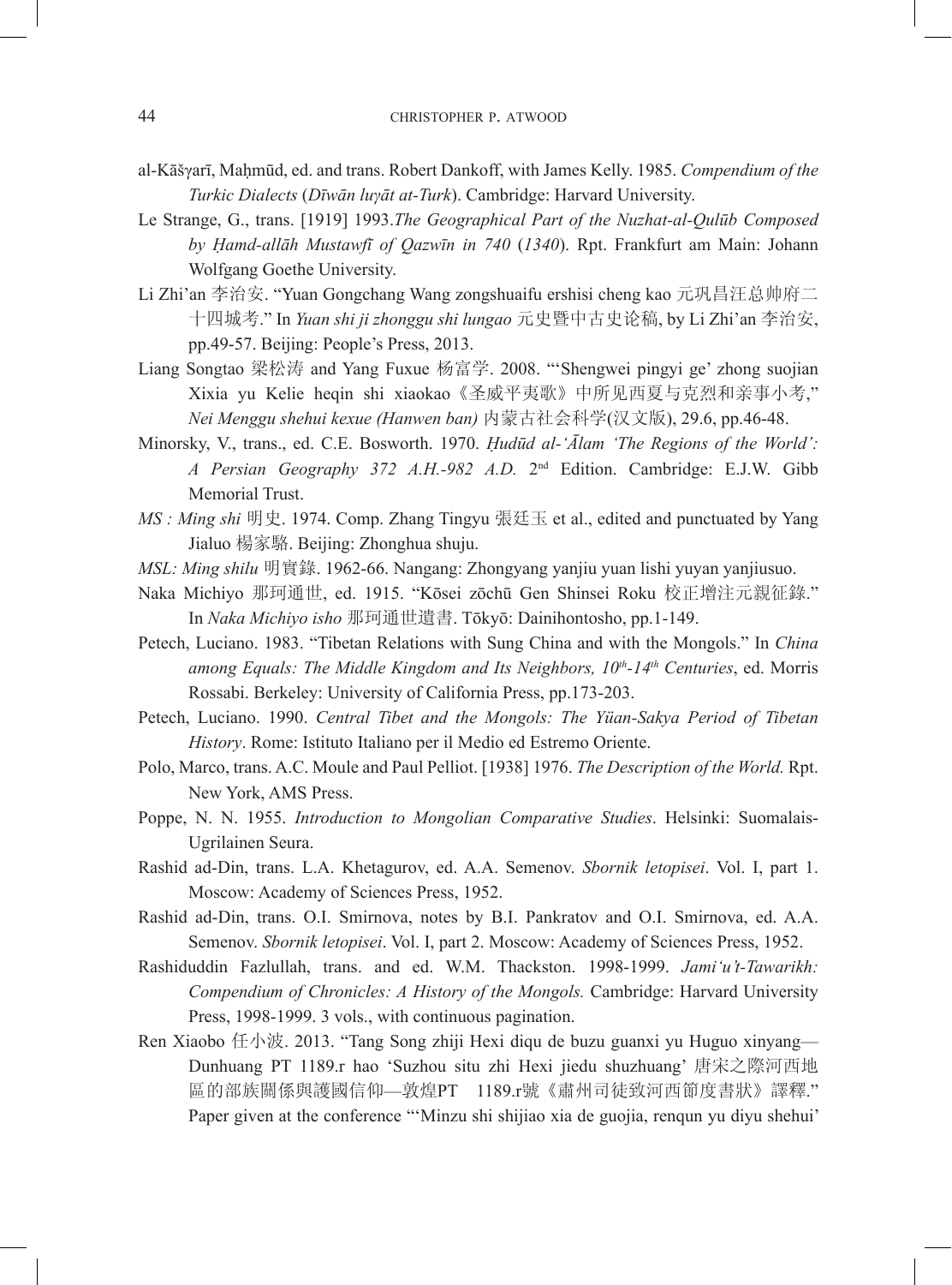al-Kāšγarī, Maḥmūd, ed. and trans. Robert Dankoff, with James Kelly. 1985. *Compendium of the Turkic Dialects* (*Dīwān luγāt at-Turk*). Cambridge: Harvard University.

Le Strange, G., trans. [1919] 1993.*The Geographical Part of the Nuzhat-al-Qulūb Composed by Ḥamd-allāh Mustawfī of Qazwīn in 740* (*1340*). Rpt. Frankfurt am Main: Johann Wolfgang Goethe University.

Li Zhi'an 李治安. "Yuan Gongchang Wang zongshuaifu ershisi cheng kao 元巩昌汪总帅府二十四城考." In *Yuan shi ji zhonggu shi lungao* 元史暨中古史论稿, by Li Zhi'an 李治安, pp.49-57. Beijing: People's Press, 2013.

Liang Songtao 梁松涛 and Yang Fuxue 杨富学. 2008. "'Shengwei pingyi ge' zhong suojian Xixia yu Kelie heqin shi xiaokao《圣威平夷歌》中所见西夏与克烈和亲事小考," *Nei Menggu shehui kexue (Hanwen ban)* 内蒙古社会科学(汉文版), 29.6, pp.46-48.

Minorsky, V., trans., ed. C.E. Bosworth. 1970. *Ḥudūd al-'Ālam 'The Regions of the World': A Persian Geography 372 A.H.-982 A.D.* 2nd Edition. Cambridge: E.J.W. Gibb Memorial Trust.

*MS : Ming shi* 明史. 1974. Comp. Zhang Tingyu 張廷玉 et al., edited and punctuated by Yang Jialuo 楊家駱. Beijing: Zhonghua shuju.

*MSL: Ming shilu* 明實錄. 1962-66. Nangang: Zhongyang yanjiu yuan lishi yuyan yanjiusuo.

Naka Michiyo 那珂通世, ed. 1915. "Kōsei zōchū Gen Shinsei Roku 校正增注元親征錄." In *Naka Michiyo isho* 那珂通世遺書. Tōkyō: Dainihontosho, pp.1-149.

Petech, Luciano. 1983. "Tibetan Relations with Sung China and with the Mongols." In *China among Equals: The Middle Kingdom and Its Neighbors, 10th-14th Centuries*, ed. Morris Rossabi. Berkeley: University of California Press, pp.173-203.

Petech, Luciano. 1990. *Central Tibet and the Mongols: The Yüan-Sakya Period of Tibetan History*. Rome: Istituto Italiano per il Medio ed Estremo Oriente.

Polo, Marco, trans. A.C. Moule and Paul Pelliot. [1938] 1976. *The Description of the World.* Rpt. New York, AMS Press.

Poppe, N. N. 1955. *Introduction to Mongolian Comparative Studies*. Helsinki: Suomalais-Ugrilainen Seura.

Rashid ad-Din, trans. L.A. Khetagurov, ed. A.A. Semenov. *Sbornik letopisei*. Vol. I, part 1. Moscow: Academy of Sciences Press, 1952.

Rashid ad-Din, trans. O.I. Smirnova, notes by B.I. Pankratov and O.I. Smirnova, ed. A.A. Semenov. *Sbornik letopisei*. Vol. I, part 2. Moscow: Academy of Sciences Press, 1952.

Rashiduddin Fazlullah, trans. and ed. W.M. Thackston. 1998-1999. *Jami'u't-Tawarikh: Compendium of Chronicles: A History of the Mongols.* Cambridge: Harvard University Press, 1998-1999. 3 vols., with continuous pagination.

Ren Xiaobo 任小波. 2013. "Tang Song zhiji Hexi diqu de buzu guanxi yu Huguo xinyang—Dunhuang PT 1189.r hao 'Suzhou situ zhi Hexi jiedu shuzhuang' 唐宋之際河西地區的部族關係與護國信仰—敦煌PT　1189.r號《肅州司徒致河西節度書狀》譯釋." Paper given at the conference "'Minzu shi shijiao xia de guojia, renqun yu diyu shehui'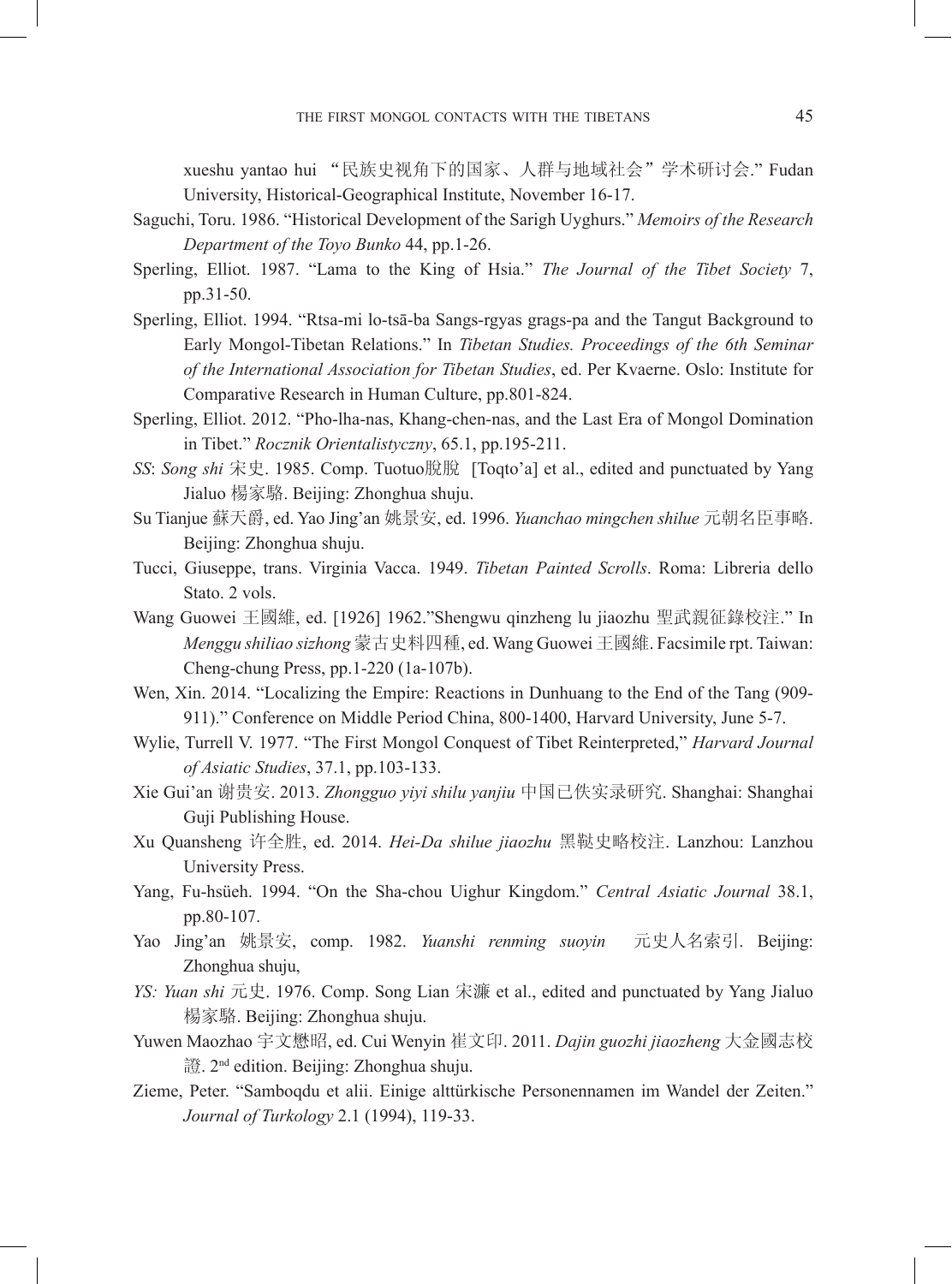xueshu yantao hui “民族史视角下的国家、人群与地域社会”学术研讨会.” Fudan University, Historical-Geographical Institute, November 16-17.

Saguchi, Toru. 1986. “Historical Development of the Sarigh Uyghurs.” *Memoirs of the Research Department of the Toyo Bunko* 44, pp.1-26.

Sperling, Elliot. 1987. “Lama to the King of Hsia.” *The Journal of the Tibet Society* 7, pp.31-50.

Sperling, Elliot. 1994. “Rtsa-mi lo-tsā-ba Sangs-rgyas grags-pa and the Tangut Background to Early Mongol-Tibetan Relations.” In *Tibetan Studies. Proceedings of the 6th Seminar of the International Association for Tibetan Studies*, ed. Per Kvaerne. Oslo: Institute for Comparative Research in Human Culture, pp.801-824.

Sperling, Elliot. 2012. “Pho-lha-nas, Khang-chen-nas, and the Last Era of Mongol Domination in Tibet.” *Rocznik Orientalistyczny*, 65.1, pp.195-211.

*SS*: *Song shi* 宋史. 1985. Comp. Tuotuo脫脫 [Toqto’a] et al., edited and punctuated by Yang Jialuo 楊家駱. Beijing: Zhonghua shuju.

Su Tianjue 蘇天爵, ed. Yao Jing’an 姚景安, ed. 1996. *Yuanchao mingchen shilue* 元朝名臣事略. Beijing: Zhonghua shuju.

Tucci, Giuseppe, trans. Virginia Vacca. 1949. *Tibetan Painted Scrolls*. Roma: Libreria dello Stato. 2 vols.

Wang Guowei 王國維, ed. [1926] 1962.”Shengwu qinzheng lu jiaozhu 聖武親征錄校注.” In *Menggu shiliao sizhong* 蒙古史料四種, ed. Wang Guowei 王國維. Facsimile rpt. Taiwan: Cheng-chung Press, pp.1-220 (1a-107b).

Wen, Xin. 2014. “Localizing the Empire: Reactions in Dunhuang to the End of the Tang (909-911).” Conference on Middle Period China, 800-1400, Harvard University, June 5-7.

Wylie, Turrell V. 1977. “The First Mongol Conquest of Tibet Reinterpreted,” *Harvard Journal of Asiatic Studies*, 37.1, pp.103-133.

Xie Gui’an 谢贵安. 2013. *Zhongguo yiyi shilu yanjiu* 中国已佚实录研究. Shanghai: Shanghai Guji Publishing House.

Xu Quansheng 许全胜, ed. 2014. *Hei-Da shilue jiaozhu* 黑韃史略校注. Lanzhou: Lanzhou University Press.

Yang, Fu-hsüeh. 1994. “On the Sha-chou Uighur Kingdom.” *Central Asiatic Journal* 38.1, pp.80-107.

Yao Jing’an 姚景安, comp. 1982. *Yuanshi renming suoyin* 元史人名索引. Beijing: Zhonghua shuju,

*YS: Yuan shi* 元史. 1976. Comp. Song Lian 宋濂 et al., edited and punctuated by Yang Jialuo 楊家駱. Beijing: Zhonghua shuju.

Yuwen Maozhao 宇文懋昭, ed. Cui Wenyin 崔文印. 2011. *Dajin guozhi jiaozheng* 大金國志校證. 2nd edition. Beijing: Zhonghua shuju.

Zieme, Peter. “Samboqdu et alii. Einige alttürkische Personennamen im Wandel der Zeiten.” *Journal of Turkology* 2.1 (1994), 119-33.